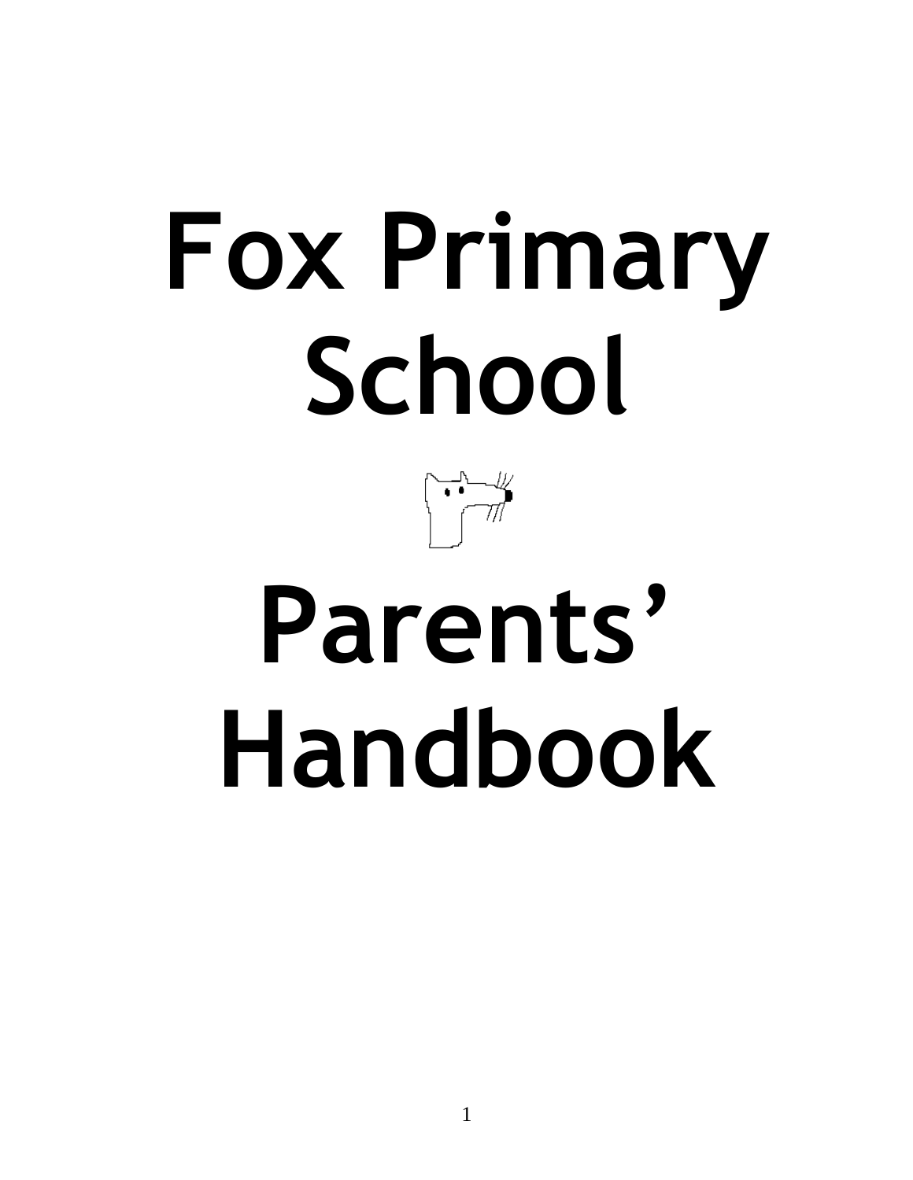# Fox Primary School

# Parents' Handbook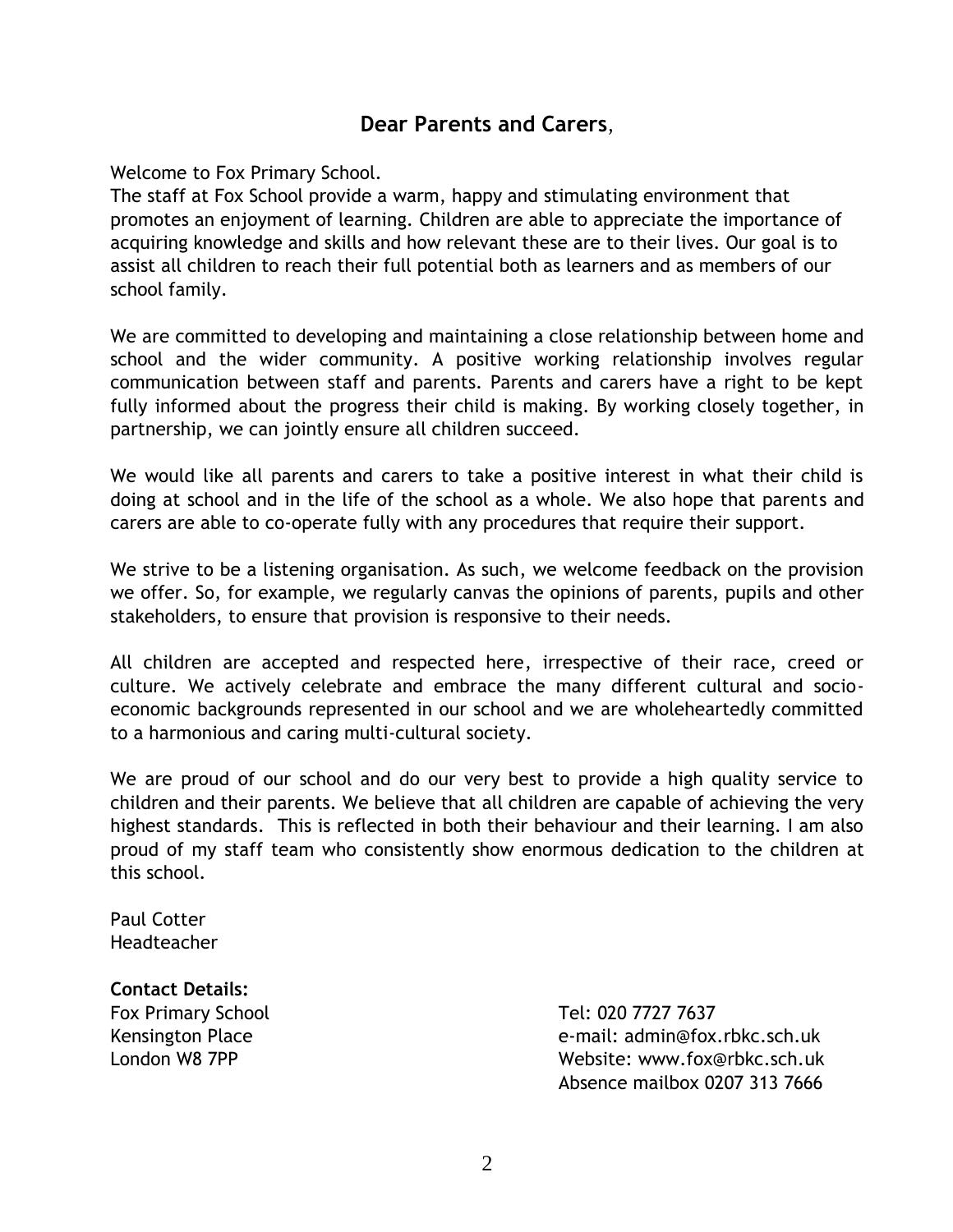## Dear Parents and Carers,

Welcome to Fox Primary School.
The staff at Fox School provide a warm, happy and stimulating environment that promotes an enjoyment of learning. Children are able to appreciate the importance of acquiring knowledge and skills and how relevant these are to their lives. Our goal is to assist all children to reach their full potential both as learners and as members of our school family.

We are committed to developing and maintaining a close relationship between home and school and the wider community. A positive working relationship involves regular communication between staff and parents. Parents and carers have a right to be kept fully informed about the progress their child is making. By working closely together, in partnership, we can jointly ensure all children succeed.

We would like all parents and carers to take a positive interest in what their child is doing at school and in the life of the school as a whole. We also hope that parents and carers are able to co-operate fully with any procedures that require their support.

We strive to be a listening organisation. As such, we welcome feedback on the provision we offer. So, for example, we regularly canvas the opinions of parents, pupils and other stakeholders, to ensure that provision is responsive to their needs.

All children are accepted and respected here, irrespective of their race, creed or culture. We actively celebrate and embrace the many different cultural and socio-economic backgrounds represented in our school and we are wholeheartedly committed to a harmonious and caring multi-cultural society.

We are proud of our school and do our very best to provide a high quality service to children and their parents. We believe that all children are capable of achieving the very highest standards. This is reflected in both their behaviour and their learning. I am also proud of my staff team who consistently show enormous dedication to the children at this school.

Paul Cotter
Headteacher

**Contact Details:**

Fox Primary School
Kensington Place
London W8 7PP

Tel: 020 7727 7637
e-mail: admin@fox.rbkc.sch.uk
Website: www.fox@rbkc.sch.uk
Absence mailbox 0207 313 7666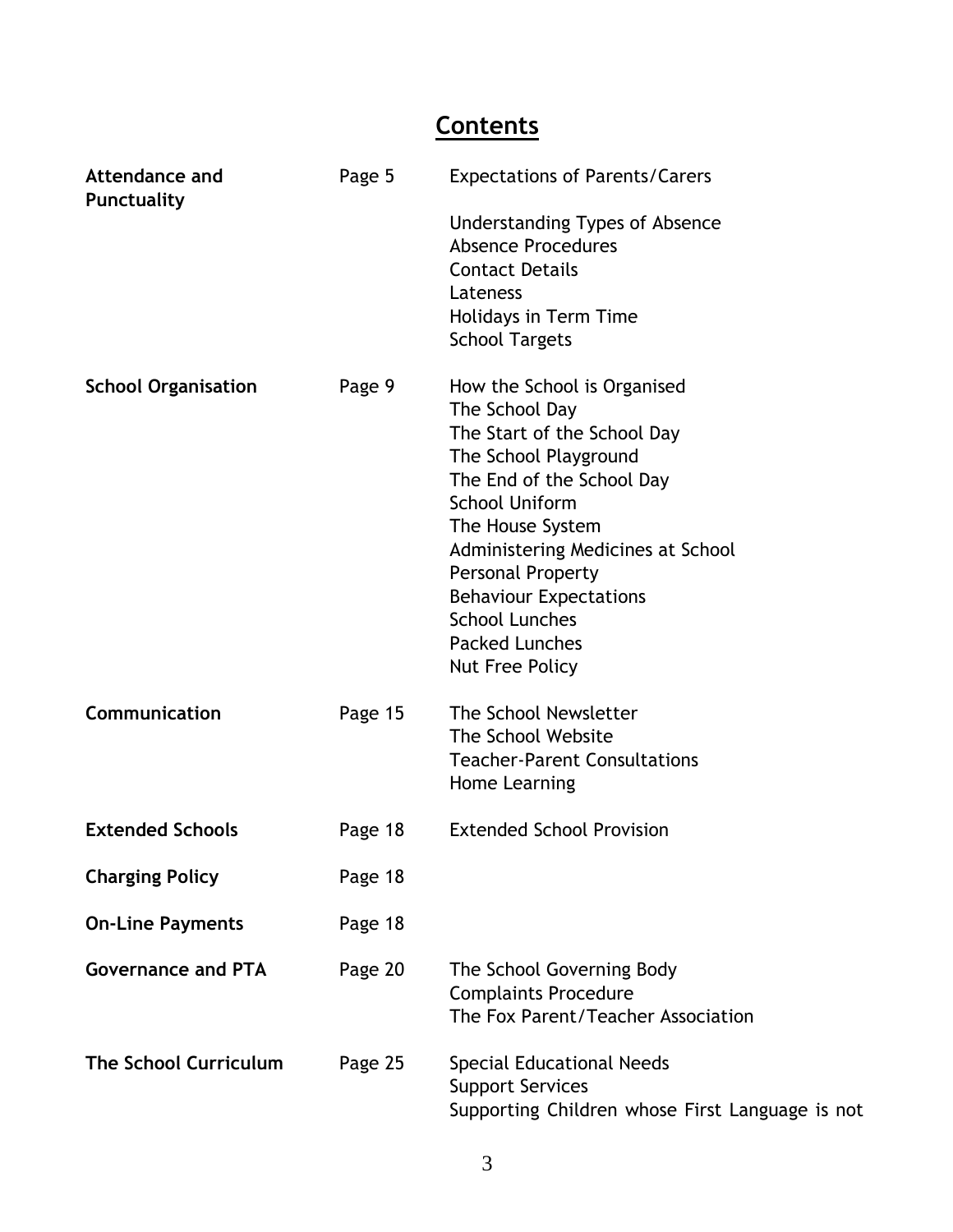# Contents

| | | |
|---|---|---|
| **Attendance and Punctuality** | Page 5 | Expectations of Parents/Carers<br><br>Understanding Types of Absence<br>Absence Procedures<br>Contact Details<br>Lateness<br>Holidays in Term Time<br>School Targets |
| **School Organisation** | Page 9 | How the School is Organised<br>The School Day<br>The Start of the School Day<br>The School Playground<br>The End of the School Day<br>School Uniform<br>The House System<br>Administering Medicines at School<br>Personal Property<br>Behaviour Expectations<br>School Lunches<br>Packed Lunches<br>Nut Free Policy |
| **Communication** | Page 15 | The School Newsletter<br>The School Website<br>Teacher-Parent Consultations<br>Home Learning |
| **Extended Schools** | Page 18 | Extended School Provision |
| **Charging Policy** | Page 18 | |
| **On-Line Payments** | Page 18 | |
| **Governance and PTA** | Page 20 | The School Governing Body<br>Complaints Procedure<br>The Fox Parent/Teacher Association |
| **The School Curriculum** | Page 25 | Special Educational Needs<br>Support Services<br>Supporting Children whose First Language is not |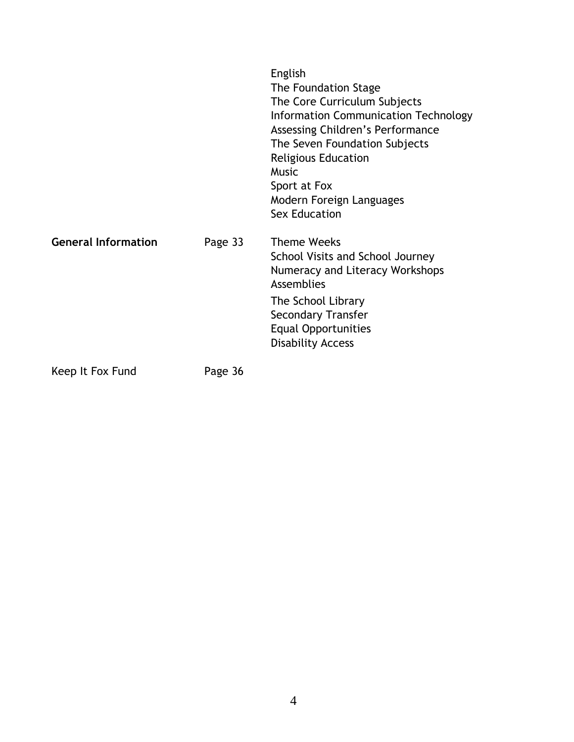| | | |
|---|---|---|
| | | English<br>The Foundation Stage<br>The Core Curriculum Subjects<br>Information Communication Technology<br>Assessing Children's Performance<br>The Seven Foundation Subjects<br>Religious Education<br>Music<br>Sport at Fox<br>Modern Foreign Languages<br>Sex Education |
| **General Information** | Page 33 | Theme Weeks<br>School Visits and School Journey<br>Numeracy and Literacy Workshops<br>Assemblies<br>The School Library<br>Secondary Transfer<br>Equal Opportunities<br>Disability Access |
| Keep It Fox Fund | Page 36 | |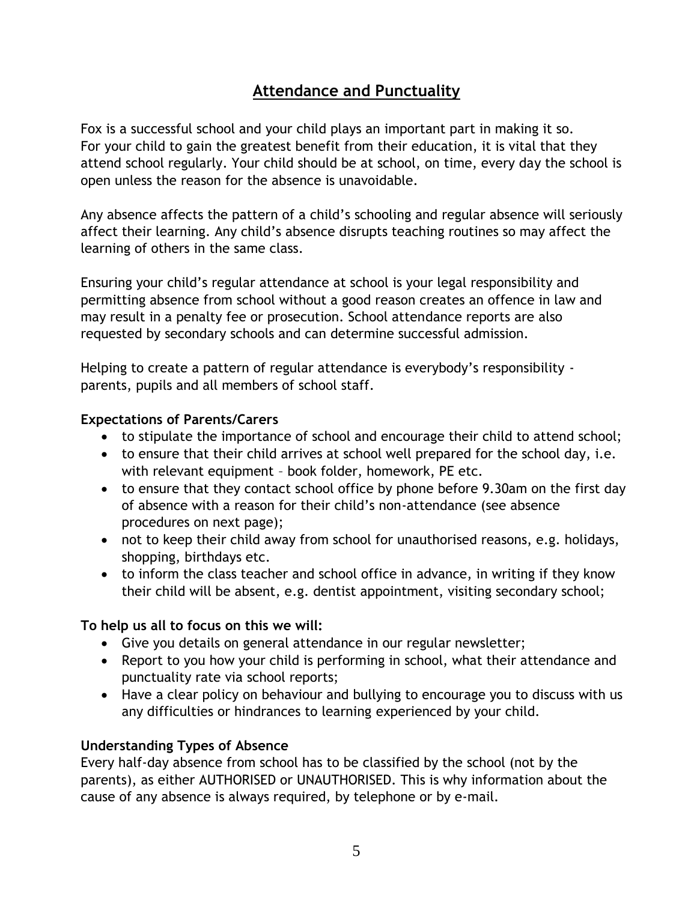## Attendance and Punctuality

Fox is a successful school and your child plays an important part in making it so. For your child to gain the greatest benefit from their education, it is vital that they attend school regularly. Your child should be at school, on time, every day the school is open unless the reason for the absence is unavoidable.

Any absence affects the pattern of a child's schooling and regular absence will seriously affect their learning. Any child's absence disrupts teaching routines so may affect the learning of others in the same class.

Ensuring your child's regular attendance at school is your legal responsibility and permitting absence from school without a good reason creates an offence in law and may result in a penalty fee or prosecution. School attendance reports are also requested by secondary schools and can determine successful admission.

Helping to create a pattern of regular attendance is everybody's responsibility - parents, pupils and all members of school staff.

**Expectations of Parents/Carers**

- to stipulate the importance of school and encourage their child to attend school;
- to ensure that their child arrives at school well prepared for the school day, i.e. with relevant equipment – book folder, homework, PE etc.
- to ensure that they contact school office by phone before 9.30am on the first day of absence with a reason for their child's non-attendance (see absence procedures on next page);
- not to keep their child away from school for unauthorised reasons, e.g. holidays, shopping, birthdays etc.
- to inform the class teacher and school office in advance, in writing if they know their child will be absent, e.g. dentist appointment, visiting secondary school;

**To help us all to focus on this we will:**

- Give you details on general attendance in our regular newsletter;
- Report to you how your child is performing in school, what their attendance and punctuality rate via school reports;
- Have a clear policy on behaviour and bullying to encourage you to discuss with us any difficulties or hindrances to learning experienced by your child.

**Understanding Types of Absence**

Every half-day absence from school has to be classified by the school (not by the parents), as either AUTHORISED or UNAUTHORISED. This is why information about the cause of any absence is always required, by telephone or by e-mail.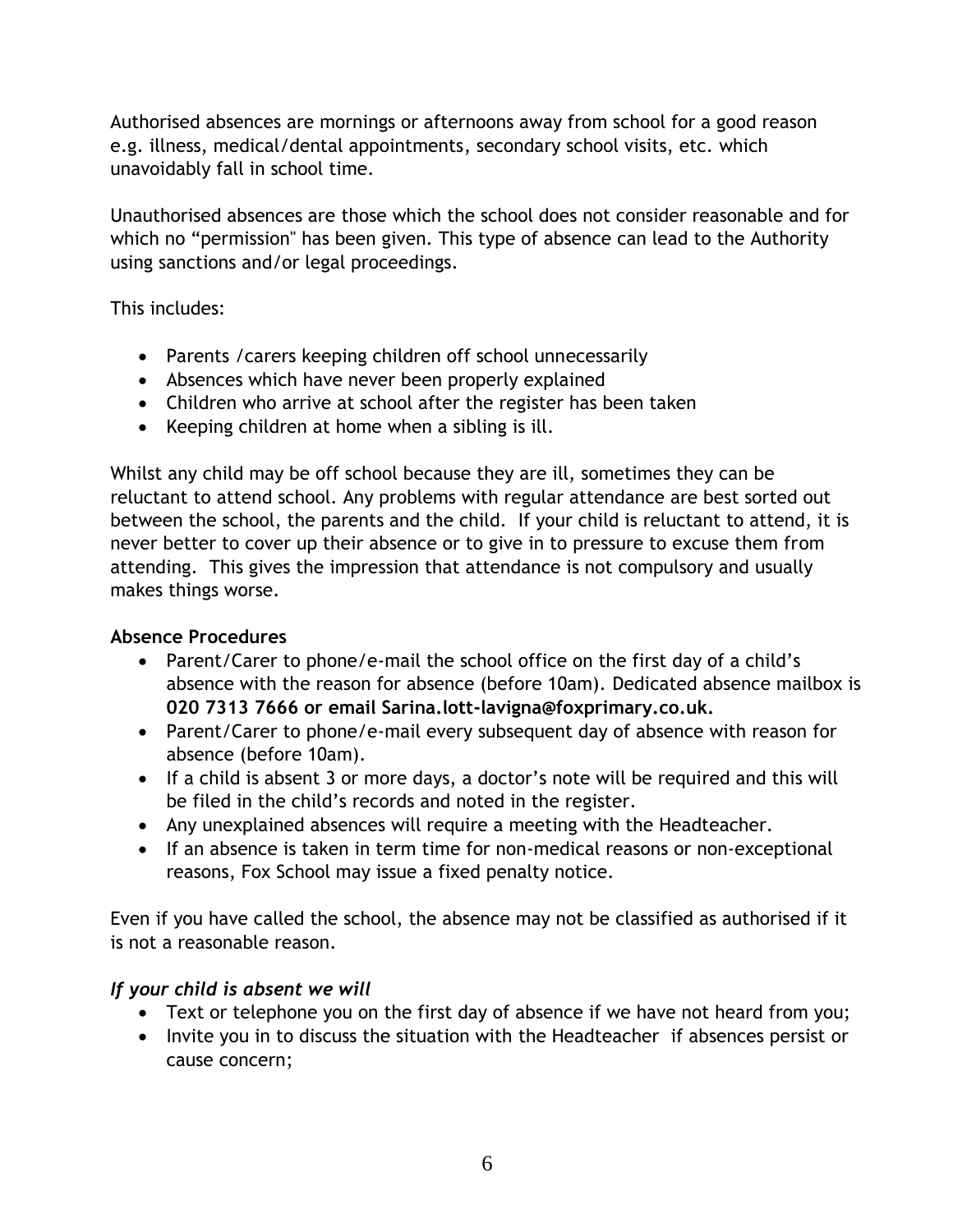Authorised absences are mornings or afternoons away from school for a good reason e.g. illness, medical/dental appointments, secondary school visits, etc. which unavoidably fall in school time.

Unauthorised absences are those which the school does not consider reasonable and for which no "permission" has been given. This type of absence can lead to the Authority using sanctions and/or legal proceedings.

This includes:

- Parents /carers keeping children off school unnecessarily
- Absences which have never been properly explained
- Children who arrive at school after the register has been taken
- Keeping children at home when a sibling is ill.

Whilst any child may be off school because they are ill, sometimes they can be reluctant to attend school. Any problems with regular attendance are best sorted out between the school, the parents and the child. If your child is reluctant to attend, it is never better to cover up their absence or to give in to pressure to excuse them from attending. This gives the impression that attendance is not compulsory and usually makes things worse.

**Absence Procedures**

- Parent/Carer to phone/e-mail the school office on the first day of a child's absence with the reason for absence (before 10am). Dedicated absence mailbox is **020 7313 7666 or email Sarina.lott-lavigna@foxprimary.co.uk.**
- Parent/Carer to phone/e-mail every subsequent day of absence with reason for absence (before 10am).
- If a child is absent 3 or more days, a doctor's note will be required and this will be filed in the child's records and noted in the register.
- Any unexplained absences will require a meeting with the Headteacher.
- If an absence is taken in term time for non-medical reasons or non-exceptional reasons, Fox School may issue a fixed penalty notice.

Even if you have called the school, the absence may not be classified as authorised if it is not a reasonable reason.

***If your child is absent we will***

- Text or telephone you on the first day of absence if we have not heard from you;
- Invite you in to discuss the situation with the Headteacher if absences persist or cause concern;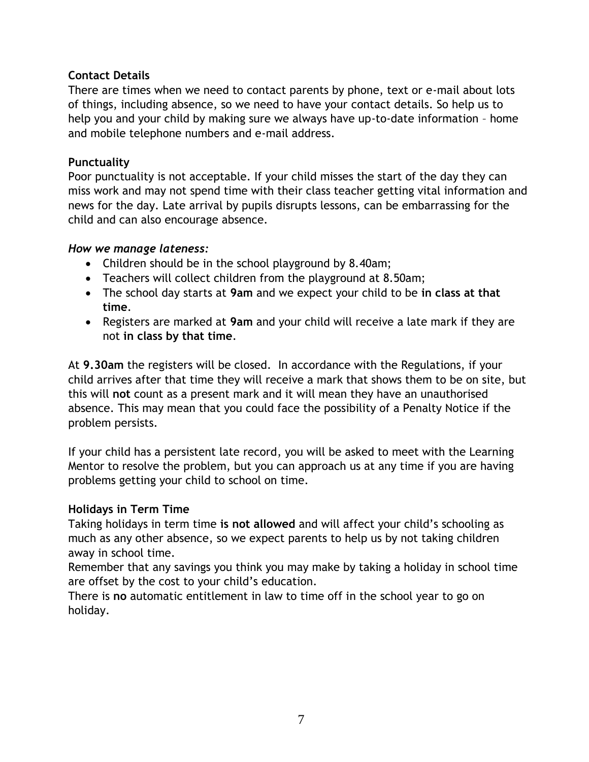**Contact Details**

There are times when we need to contact parents by phone, text or e-mail about lots of things, including absence, so we need to have your contact details. So help us to help you and your child by making sure we always have up-to-date information – home and mobile telephone numbers and e-mail address.

**Punctuality**

Poor punctuality is not acceptable. If your child misses the start of the day they can miss work and may not spend time with their class teacher getting vital information and news for the day. Late arrival by pupils disrupts lessons, can be embarrassing for the child and can also encourage absence.

***How we manage lateness:***

- Children should be in the school playground by 8.40am;
- Teachers will collect children from the playground at 8.50am;
- The school day starts at **9am** and we expect your child to be **in class at that time**.
- Registers are marked at **9am** and your child will receive a late mark if they are not **in class by that time**.

At **9.30am** the registers will be closed. In accordance with the Regulations, if your child arrives after that time they will receive a mark that shows them to be on site, but this will **not** count as a present mark and it will mean they have an unauthorised absence. This may mean that you could face the possibility of a Penalty Notice if the problem persists.

If your child has a persistent late record, you will be asked to meet with the Learning Mentor to resolve the problem, but you can approach us at any time if you are having problems getting your child to school on time.

**Holidays in Term Time**

Taking holidays in term time **is not allowed** and will affect your child's schooling as much as any other absence, so we expect parents to help us by not taking children away in school time.

Remember that any savings you think you may make by taking a holiday in school time are offset by the cost to your child's education.

There is **no** automatic entitlement in law to time off in the school year to go on holiday.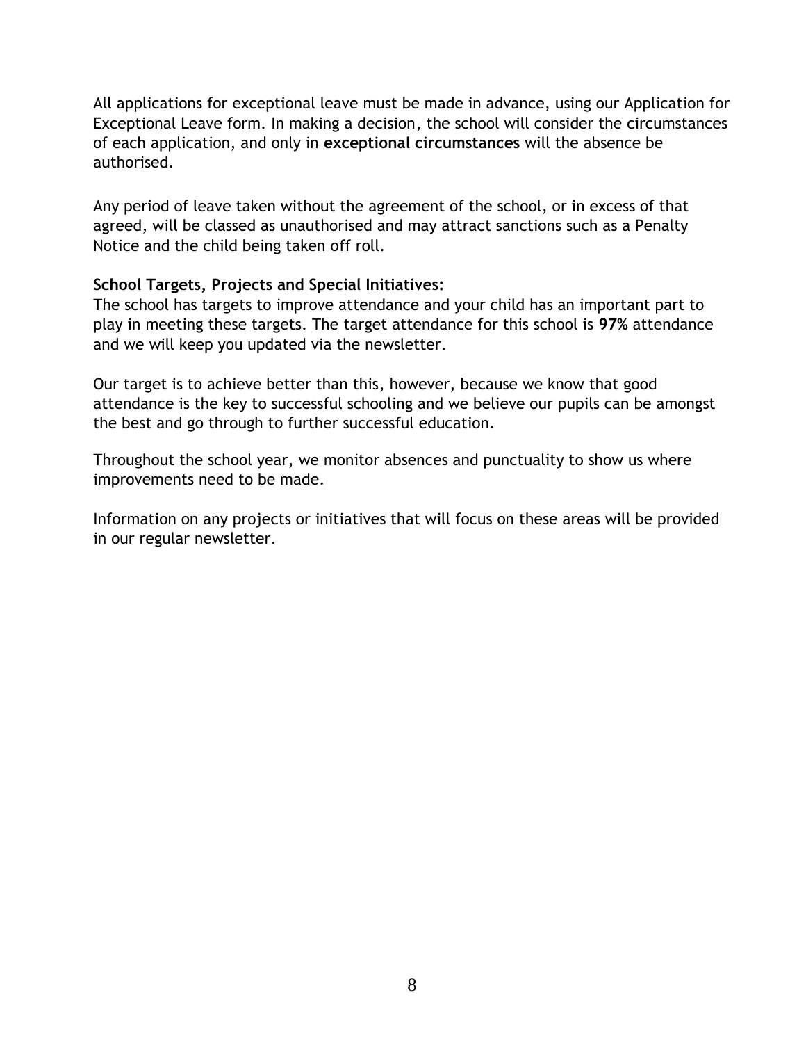All applications for exceptional leave must be made in advance, using our Application for Exceptional Leave form. In making a decision, the school will consider the circumstances of each application, and only in **exceptional circumstances** will the absence be authorised.

Any period of leave taken without the agreement of the school, or in excess of that agreed, will be classed as unauthorised and may attract sanctions such as a Penalty Notice and the child being taken off roll.

**School Targets, Projects and Special Initiatives:**

The school has targets to improve attendance and your child has an important part to play in meeting these targets. The target attendance for this school is **97%** attendance and we will keep you updated via the newsletter.

Our target is to achieve better than this, however, because we know that good attendance is the key to successful schooling and we believe our pupils can be amongst the best and go through to further successful education.

Throughout the school year, we monitor absences and punctuality to show us where improvements need to be made.

Information on any projects or initiatives that will focus on these areas will be provided in our regular newsletter.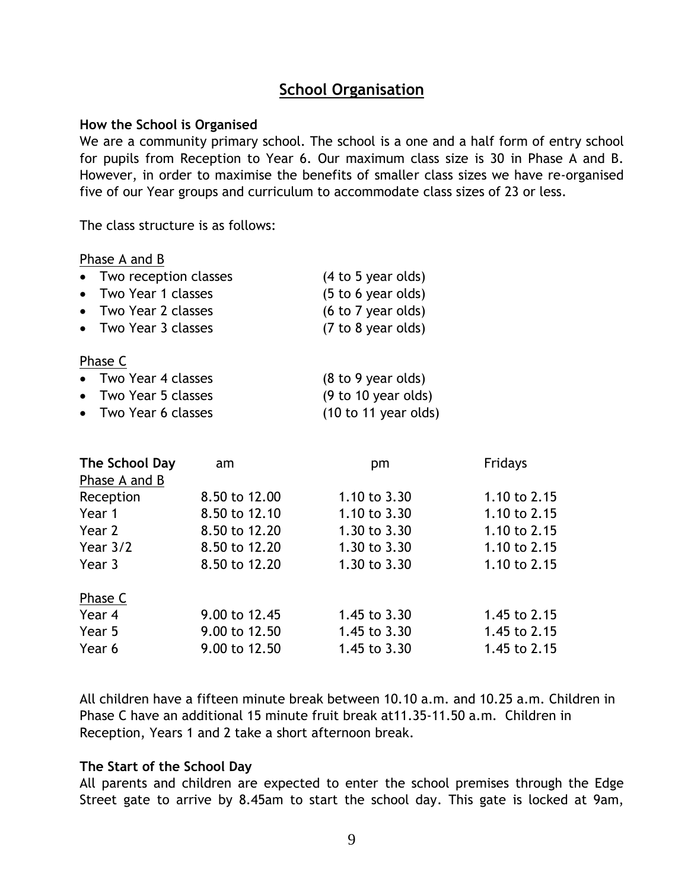## School Organisation

**How the School is Organised**

We are a community primary school. The school is a one and a half form of entry school for pupils from Reception to Year 6. Our maximum class size is 30 in Phase A and B. However, in order to maximise the benefits of smaller class sizes we have re-organised five of our Year groups and curriculum to accommodate class sizes of 23 or less.

The class structure is as follows:

Phase A and B

- Two reception classes (4 to 5 year olds)
- Two Year 1 classes (5 to 6 year olds)
- Two Year 2 classes (6 to 7 year olds)
- Two Year 3 classes (7 to 8 year olds)

Phase C

- Two Year 4 classes (8 to 9 year olds)
- Two Year 5 classes (9 to 10 year olds)
- Two Year 6 classes (10 to 11 year olds)

| **The School Day** | am | pm | Fridays |
|---|---|---|---|
| Phase A and B | | | |
| Reception | 8.50 to 12.00 | 1.10 to 3.30 | 1.10 to 2.15 |
| Year 1 | 8.50 to 12.10 | 1.10 to 3.30 | 1.10 to 2.15 |
| Year 2 | 8.50 to 12.20 | 1.30 to 3.30 | 1.10 to 2.15 |
| Year 3/2 | 8.50 to 12.20 | 1.30 to 3.30 | 1.10 to 2.15 |
| Year 3 | 8.50 to 12.20 | 1.30 to 3.30 | 1.10 to 2.15 |
| Phase C | | | |
| Year 4 | 9.00 to 12.45 | 1.45 to 3.30 | 1.45 to 2.15 |
| Year 5 | 9.00 to 12.50 | 1.45 to 3.30 | 1.45 to 2.15 |
| Year 6 | 9.00 to 12.50 | 1.45 to 3.30 | 1.45 to 2.15 |

All children have a fifteen minute break between 10.10 a.m. and 10.25 a.m. Children in Phase C have an additional 15 minute fruit break at11.35-11.50 a.m. Children in Reception, Years 1 and 2 take a short afternoon break.

**The Start of the School Day**

All parents and children are expected to enter the school premises through the Edge Street gate to arrive by 8.45am to start the school day. This gate is locked at 9am,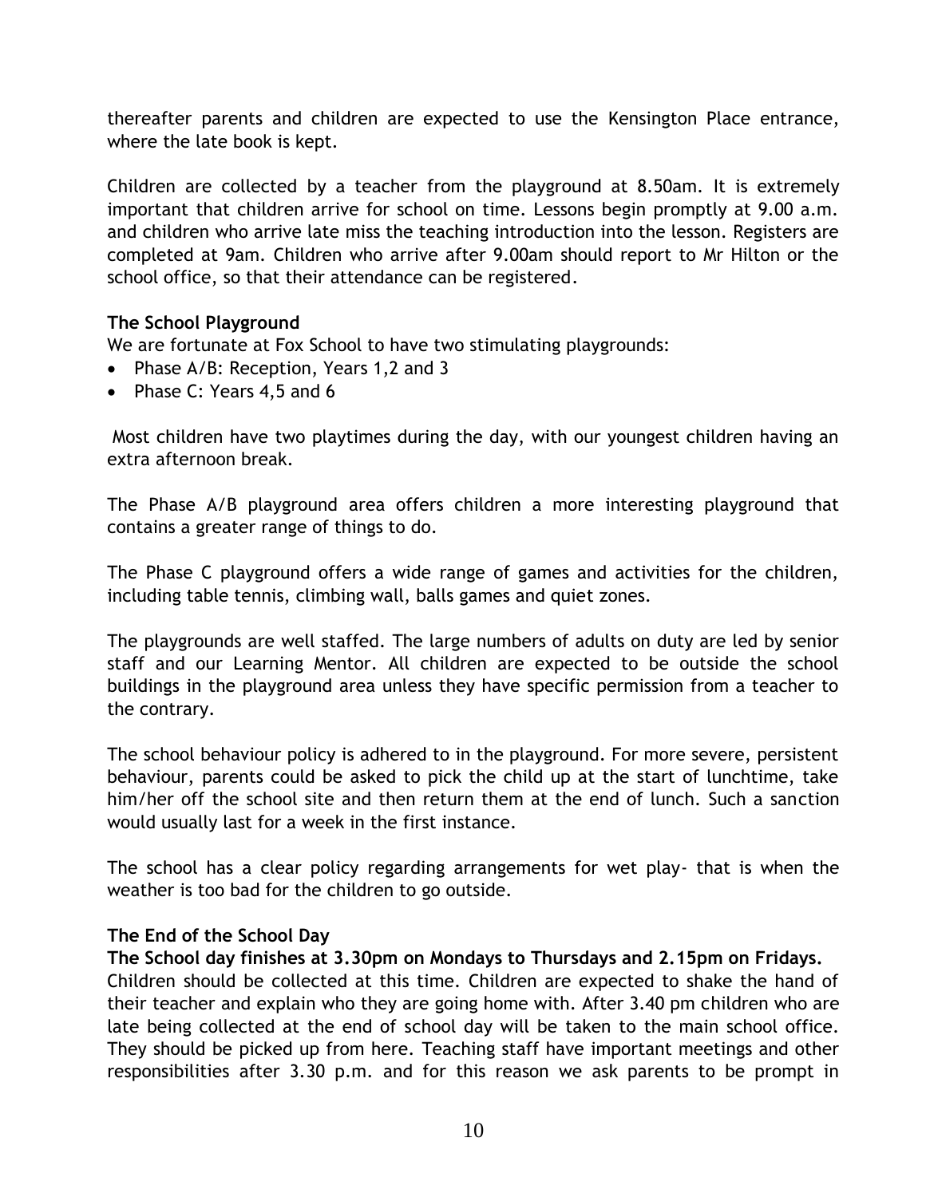thereafter parents and children are expected to use the Kensington Place entrance, where the late book is kept.

Children are collected by a teacher from the playground at 8.50am. It is extremely important that children arrive for school on time. Lessons begin promptly at 9.00 a.m. and children who arrive late miss the teaching introduction into the lesson. Registers are completed at 9am. Children who arrive after 9.00am should report to Mr Hilton or the school office, so that their attendance can be registered.

**The School Playground**

We are fortunate at Fox School to have two stimulating playgrounds:

- Phase A/B: Reception, Years 1,2 and 3
- Phase C: Years 4,5 and 6

Most children have two playtimes during the day, with our youngest children having an extra afternoon break.

The Phase A/B playground area offers children a more interesting playground that contains a greater range of things to do.

The Phase C playground offers a wide range of games and activities for the children, including table tennis, climbing wall, balls games and quiet zones.

The playgrounds are well staffed. The large numbers of adults on duty are led by senior staff and our Learning Mentor. All children are expected to be outside the school buildings in the playground area unless they have specific permission from a teacher to the contrary.

The school behaviour policy is adhered to in the playground. For more severe, persistent behaviour, parents could be asked to pick the child up at the start of lunchtime, take him/her off the school site and then return them at the end of lunch. Such a sanction would usually last for a week in the first instance.

The school has a clear policy regarding arrangements for wet play- that is when the weather is too bad for the children to go outside.

**The End of the School Day**

**The School day finishes at 3.30pm on Mondays to Thursdays and 2.15pm on Fridays.**

Children should be collected at this time. Children are expected to shake the hand of their teacher and explain who they are going home with. After 3.40 pm children who are late being collected at the end of school day will be taken to the main school office. They should be picked up from here. Teaching staff have important meetings and other responsibilities after 3.30 p.m. and for this reason we ask parents to be prompt in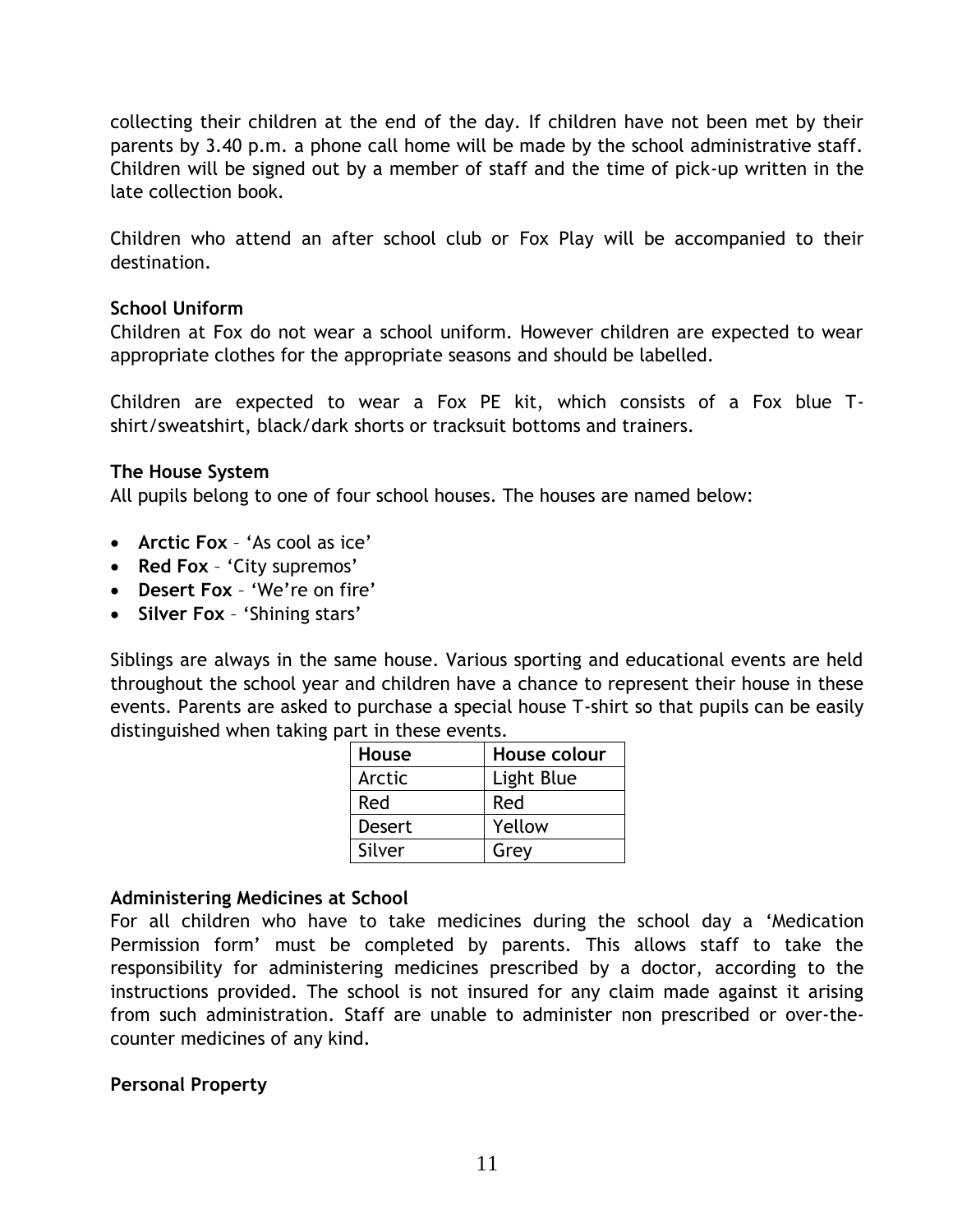collecting their children at the end of the day. If children have not been met by their parents by 3.40 p.m. a phone call home will be made by the school administrative staff. Children will be signed out by a member of staff and the time of pick-up written in the late collection book.

Children who attend an after school club or Fox Play will be accompanied to their destination.

**School Uniform**

Children at Fox do not wear a school uniform. However children are expected to wear appropriate clothes for the appropriate seasons and should be labelled.

Children are expected to wear a Fox PE kit, which consists of a Fox blue T-shirt/sweatshirt, black/dark shorts or tracksuit bottoms and trainers.

**The House System**

All pupils belong to one of four school houses. The houses are named below:

- **Arctic Fox** – 'As cool as ice'
- **Red Fox** – 'City supremos'
- **Desert Fox** – 'We're on fire'
- **Silver Fox** – 'Shining stars'

Siblings are always in the same house. Various sporting and educational events are held throughout the school year and children have a chance to represent their house in these events. Parents are asked to purchase a special house T-shirt so that pupils can be easily distinguished when taking part in these events.

| House | House colour |
|---|---|
| Arctic | Light Blue |
| Red | Red |
| Desert | Yellow |
| Silver | Grey |

**Administering Medicines at School**

For all children who have to take medicines during the school day a 'Medication Permission form' must be completed by parents. This allows staff to take the responsibility for administering medicines prescribed by a doctor, according to the instructions provided. The school is not insured for any claim made against it arising from such administration. Staff are unable to administer non prescribed or over-the-counter medicines of any kind.

**Personal Property**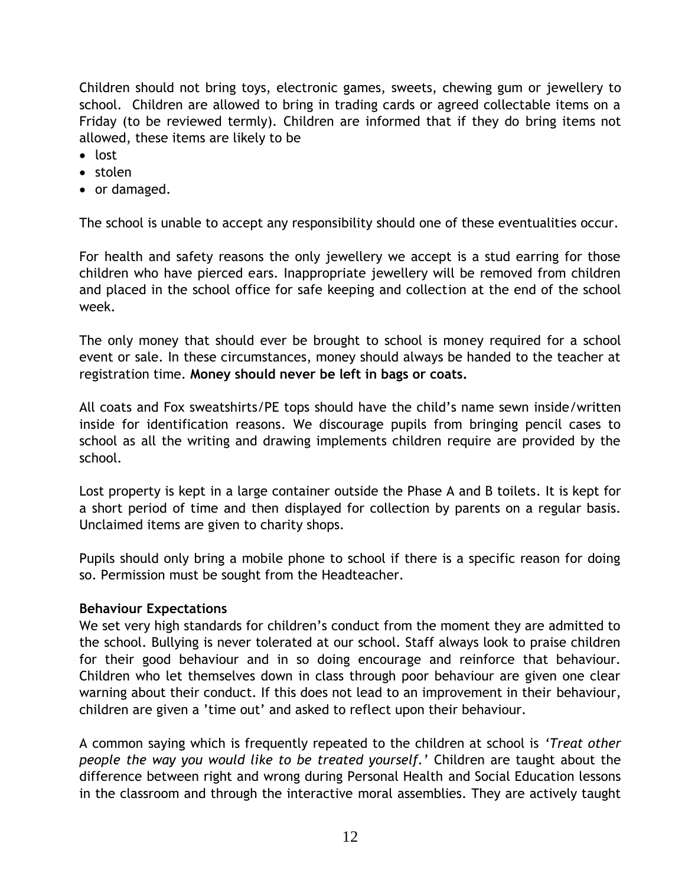Children should not bring toys, electronic games, sweets, chewing gum or jewellery to school. Children are allowed to bring in trading cards or agreed collectable items on a Friday (to be reviewed termly). Children are informed that if they do bring items not allowed, these items are likely to be

- lost
- stolen
- or damaged.

The school is unable to accept any responsibility should one of these eventualities occur.

For health and safety reasons the only jewellery we accept is a stud earring for those children who have pierced ears. Inappropriate jewellery will be removed from children and placed in the school office for safe keeping and collection at the end of the school week.

The only money that should ever be brought to school is money required for a school event or sale. In these circumstances, money should always be handed to the teacher at registration time. **Money should never be left in bags or coats.**

All coats and Fox sweatshirts/PE tops should have the child's name sewn inside/written inside for identification reasons. We discourage pupils from bringing pencil cases to school as all the writing and drawing implements children require are provided by the school.

Lost property is kept in a large container outside the Phase A and B toilets. It is kept for a short period of time and then displayed for collection by parents on a regular basis. Unclaimed items are given to charity shops.

Pupils should only bring a mobile phone to school if there is a specific reason for doing so. Permission must be sought from the Headteacher.

**Behaviour Expectations**

We set very high standards for children's conduct from the moment they are admitted to the school. Bullying is never tolerated at our school. Staff always look to praise children for their good behaviour and in so doing encourage and reinforce that behaviour. Children who let themselves down in class through poor behaviour are given one clear warning about their conduct. If this does not lead to an improvement in their behaviour, children are given a 'time out' and asked to reflect upon their behaviour.

A common saying which is frequently repeated to the children at school is *'Treat other people the way you would like to be treated yourself.'* Children are taught about the difference between right and wrong during Personal Health and Social Education lessons in the classroom and through the interactive moral assemblies. They are actively taught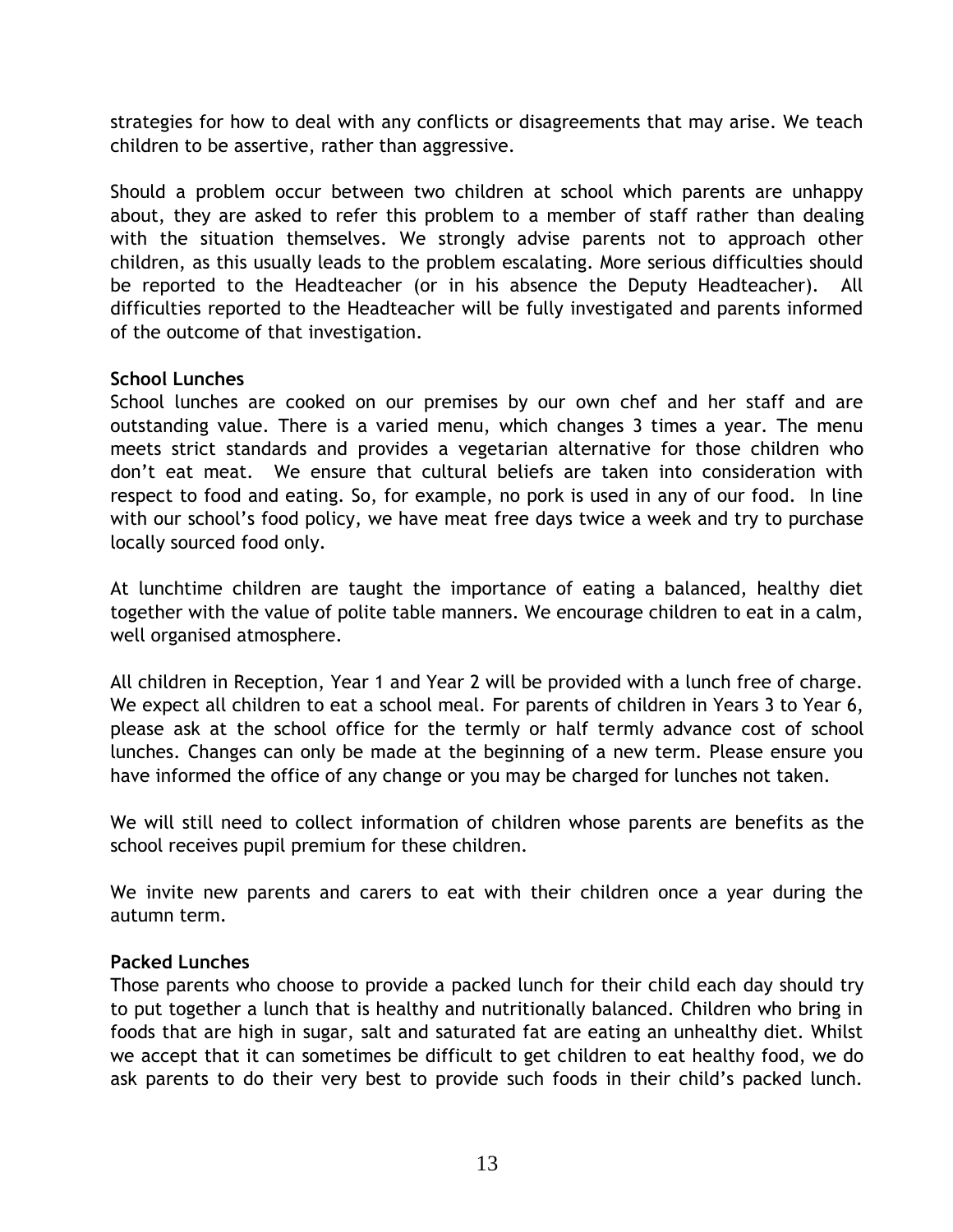strategies for how to deal with any conflicts or disagreements that may arise. We teach children to be assertive, rather than aggressive.

Should a problem occur between two children at school which parents are unhappy about, they are asked to refer this problem to a member of staff rather than dealing with the situation themselves. We strongly advise parents not to approach other children, as this usually leads to the problem escalating. More serious difficulties should be reported to the Headteacher (or in his absence the Deputy Headteacher). All difficulties reported to the Headteacher will be fully investigated and parents informed of the outcome of that investigation.

**School Lunches**

School lunches are cooked on our premises by our own chef and her staff and are outstanding value. There is a varied menu, which changes 3 times a year. The menu meets strict standards and provides a vegetarian alternative for those children who don't eat meat. We ensure that cultural beliefs are taken into consideration with respect to food and eating. So, for example, no pork is used in any of our food. In line with our school's food policy, we have meat free days twice a week and try to purchase locally sourced food only.

At lunchtime children are taught the importance of eating a balanced, healthy diet together with the value of polite table manners. We encourage children to eat in a calm, well organised atmosphere.

All children in Reception, Year 1 and Year 2 will be provided with a lunch free of charge. We expect all children to eat a school meal. For parents of children in Years 3 to Year 6, please ask at the school office for the termly or half termly advance cost of school lunches. Changes can only be made at the beginning of a new term. Please ensure you have informed the office of any change or you may be charged for lunches not taken.

We will still need to collect information of children whose parents are benefits as the school receives pupil premium for these children.

We invite new parents and carers to eat with their children once a year during the autumn term.

**Packed Lunches**

Those parents who choose to provide a packed lunch for their child each day should try to put together a lunch that is healthy and nutritionally balanced. Children who bring in foods that are high in sugar, salt and saturated fat are eating an unhealthy diet. Whilst we accept that it can sometimes be difficult to get children to eat healthy food, we do ask parents to do their very best to provide such foods in their child's packed lunch.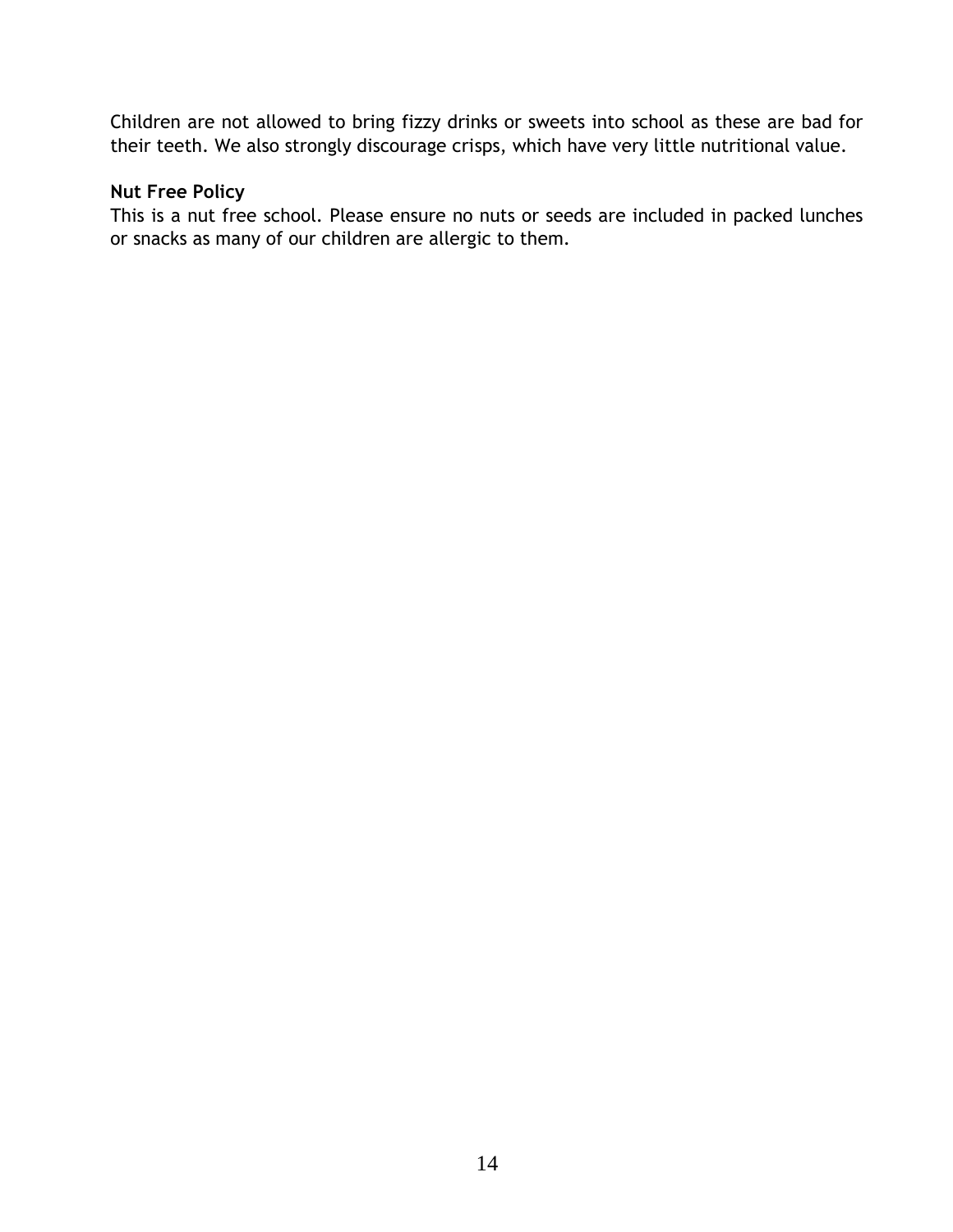Children are not allowed to bring fizzy drinks or sweets into school as these are bad for their teeth. We also strongly discourage crisps, which have very little nutritional value.

**Nut Free Policy**

This is a nut free school. Please ensure no nuts or seeds are included in packed lunches or snacks as many of our children are allergic to them.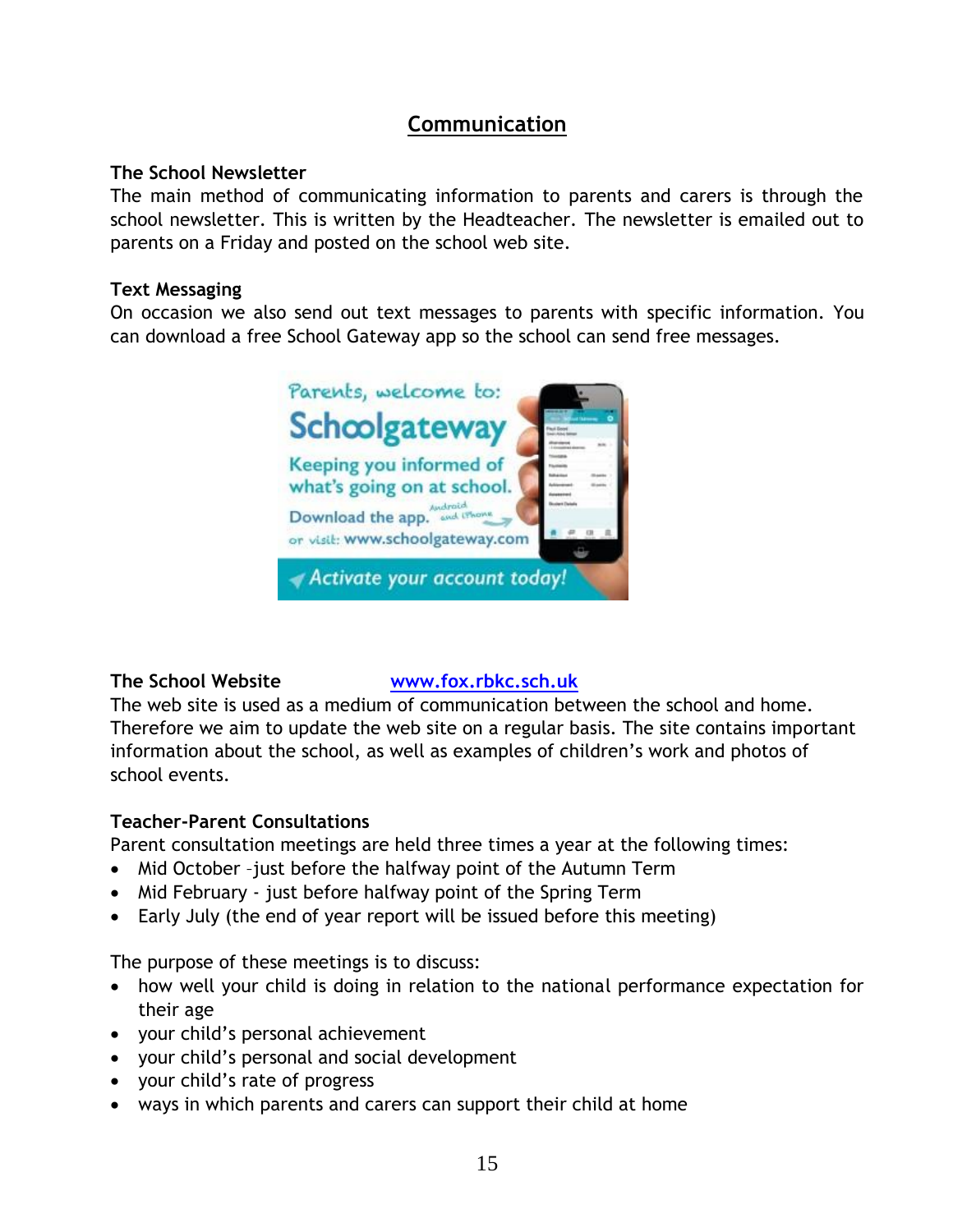# Communication

**The School Newsletter**

The main method of communicating information to parents and carers is through the school newsletter. This is written by the Headteacher. The newsletter is emailed out to parents on a Friday and posted on the school web site.

**Text Messaging**

On occasion we also send out text messages to parents with specific information. You can download a free School Gateway app so the school can send free messages.

Parents, welcome to:
Schoolgateway
Keeping you informed of what's going on at school.
Download the app. Android and iPhone
or visit: www.schoolgateway.com
Activate your account today!

**The School Website** [www.fox.rbkc.sch.uk](http://www.fox.rbkc.sch.uk)

The web site is used as a medium of communication between the school and home. Therefore we aim to update the web site on a regular basis. The site contains important information about the school, as well as examples of children's work and photos of school events.

**Teacher-Parent Consultations**

Parent consultation meetings are held three times a year at the following times:

- Mid October –just before the halfway point of the Autumn Term
- Mid February - just before halfway point of the Spring Term
- Early July (the end of year report will be issued before this meeting)

The purpose of these meetings is to discuss:

- how well your child is doing in relation to the national performance expectation for their age
- your child's personal achievement
- your child's personal and social development
- your child's rate of progress
- ways in which parents and carers can support their child at home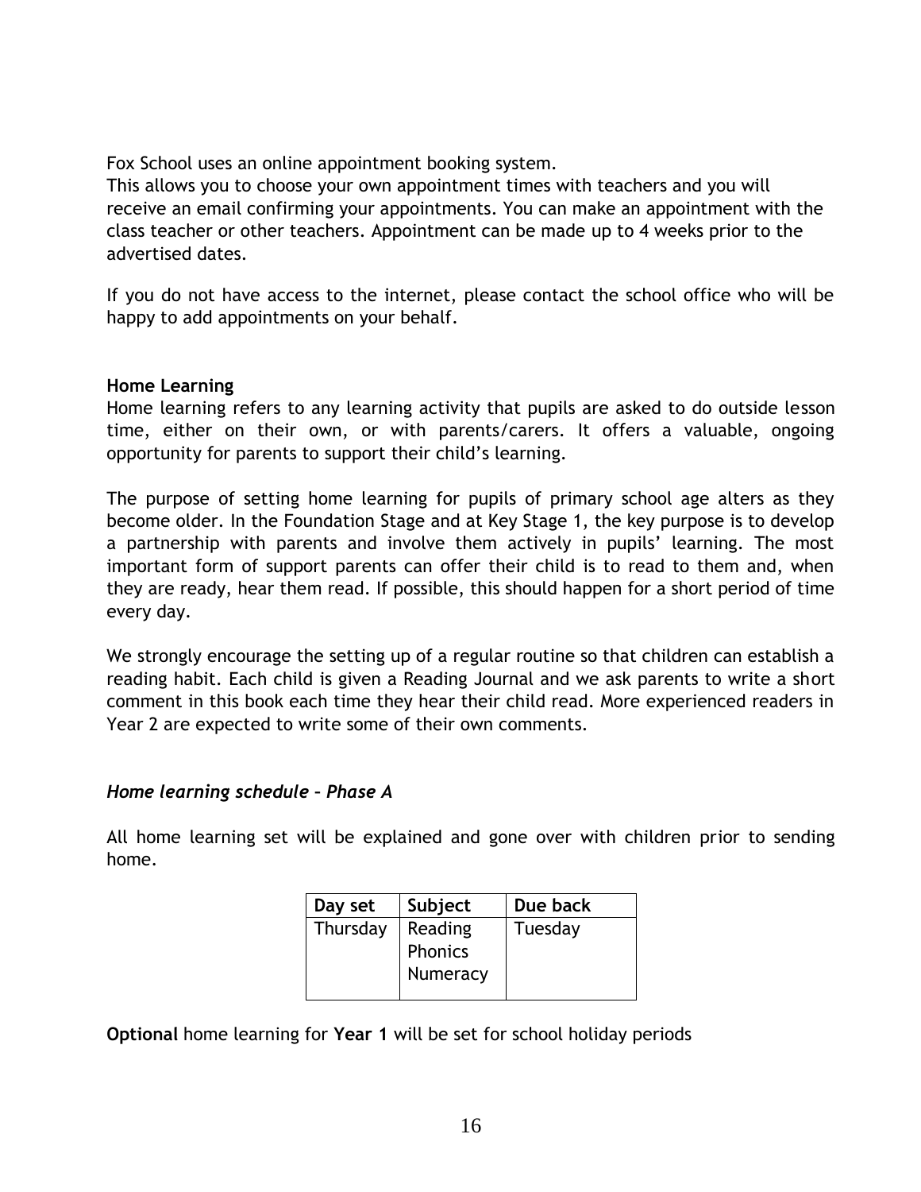Fox School uses an online appointment booking system.
This allows you to choose your own appointment times with teachers and you will receive an email confirming your appointments. You can make an appointment with the class teacher or other teachers. Appointment can be made up to 4 weeks prior to the advertised dates.

If you do not have access to the internet, please contact the school office who will be happy to add appointments on your behalf.

**Home Learning**

Home learning refers to any learning activity that pupils are asked to do outside lesson time, either on their own, or with parents/carers. It offers a valuable, ongoing opportunity for parents to support their child's learning.

The purpose of setting home learning for pupils of primary school age alters as they become older. In the Foundation Stage and at Key Stage 1, the key purpose is to develop a partnership with parents and involve them actively in pupils' learning. The most important form of support parents can offer their child is to read to them and, when they are ready, hear them read. If possible, this should happen for a short period of time every day.

We strongly encourage the setting up of a regular routine so that children can establish a reading habit. Each child is given a Reading Journal and we ask parents to write a short comment in this book each time they hear their child read. More experienced readers in Year 2 are expected to write some of their own comments.

***Home learning schedule – Phase A***

All home learning set will be explained and gone over with children prior to sending home.

| Day set | Subject | Due back |
|---|---|---|
| Thursday | Reading<br>Phonics<br>Numeracy | Tuesday |

**Optional** home learning for **Year 1** will be set for school holiday periods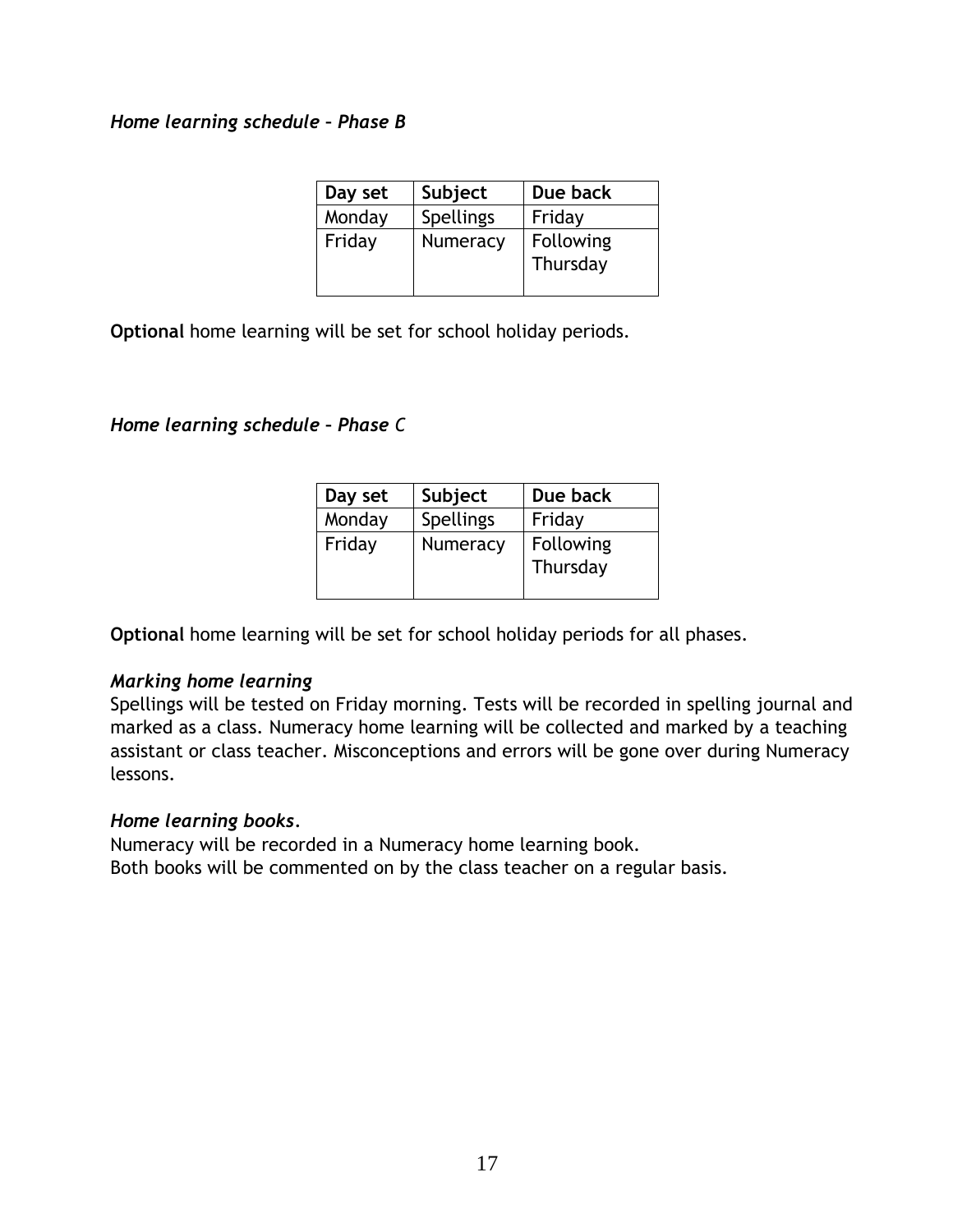*Home learning schedule – Phase B*

| Day set | Subject | Due back |
|---|---|---|
| Monday | Spellings | Friday |
| Friday | Numeracy | Following Thursday |

**Optional** home learning will be set for school holiday periods.

*Home learning schedule – Phase C*

| Day set | Subject | Due back |
|---|---|---|
| Monday | Spellings | Friday |
| Friday | Numeracy | Following Thursday |

**Optional** home learning will be set for school holiday periods for all phases.

***Marking home learning***
Spellings will be tested on Friday morning. Tests will be recorded in spelling journal and marked as a class. Numeracy home learning will be collected and marked by a teaching assistant or class teacher. Misconceptions and errors will be gone over during Numeracy lessons.

***Home learning books.***
Numeracy will be recorded in a Numeracy home learning book.
Both books will be commented on by the class teacher on a regular basis.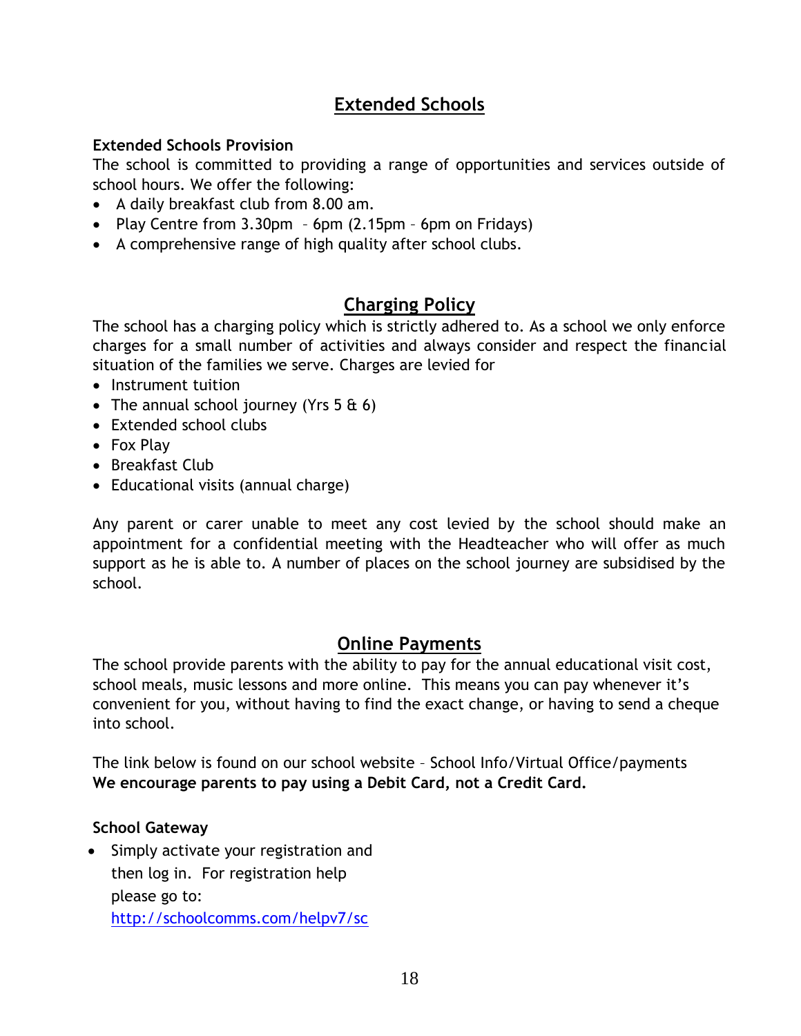## Extended Schools

**Extended Schools Provision**

The school is committed to providing a range of opportunities and services outside of school hours. We offer the following:

- A daily breakfast club from 8.00 am.
- Play Centre from 3.30pm – 6pm (2.15pm – 6pm on Fridays)
- A comprehensive range of high quality after school clubs.

## Charging Policy

The school has a charging policy which is strictly adhered to. As a school we only enforce charges for a small number of activities and always consider and respect the financial situation of the families we serve. Charges are levied for

- Instrument tuition
- The annual school journey (Yrs 5 & 6)
- Extended school clubs
- Fox Play
- Breakfast Club
- Educational visits (annual charge)

Any parent or carer unable to meet any cost levied by the school should make an appointment for a confidential meeting with the Headteacher who will offer as much support as he is able to. A number of places on the school journey are subsidised by the school.

## Online Payments

The school provide parents with the ability to pay for the annual educational visit cost, school meals, music lessons and more online. This means you can pay whenever it's convenient for you, without having to find the exact change, or having to send a cheque into school.

The link below is found on our school website – School Info/Virtual Office/payments
**We encourage parents to pay using a Debit Card, not a Credit Card.**

**School Gateway**

- Simply activate your registration and then log in. For registration help please go to: http://schoolcomms.com/helpv7/sc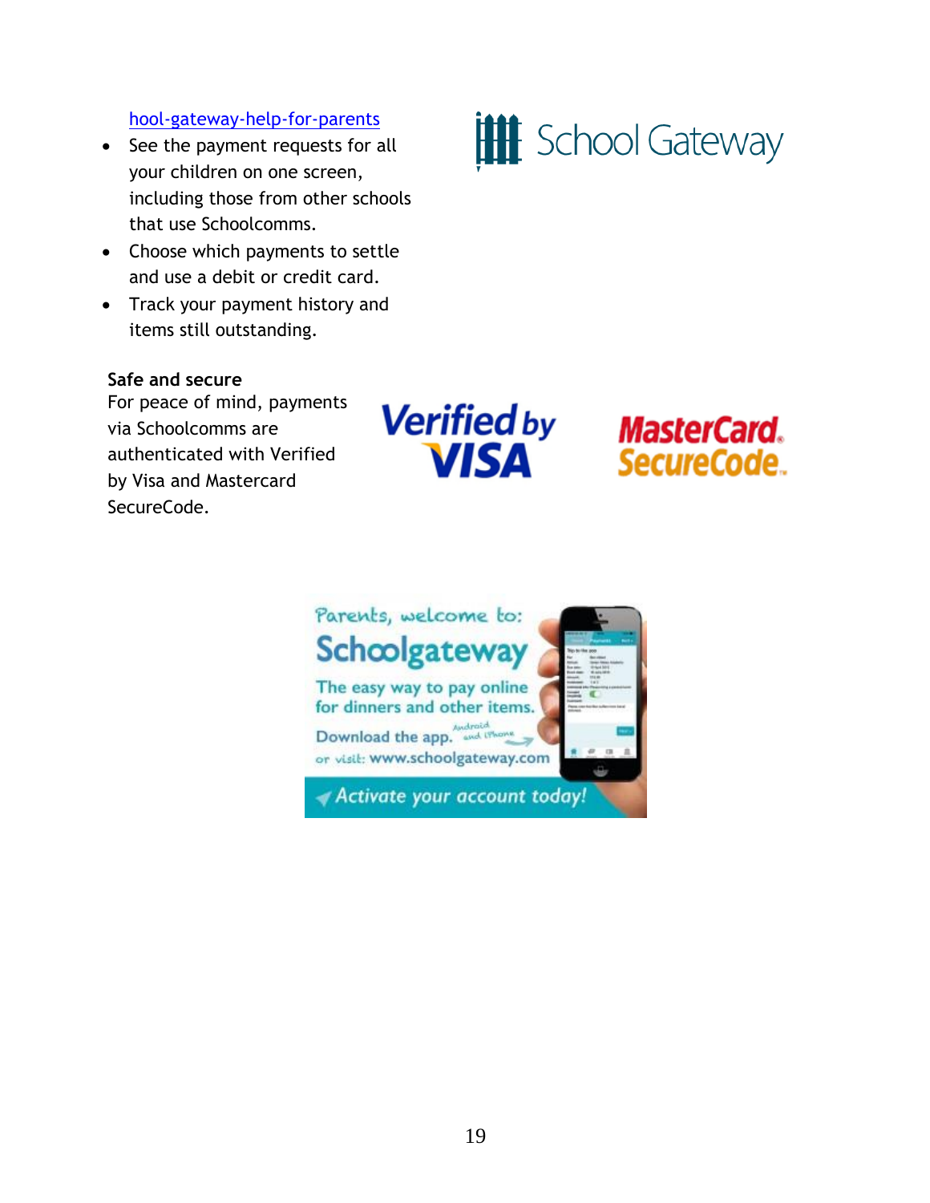[hool-gateway-help-for-parents](hool-gateway-help-for-parents)

- See the payment requests for all your children on one screen, including those from other schools that use Schoolcomms.
- Choose which payments to settle and use a debit or credit card.
- Track your payment history and items still outstanding.

**Safe and secure**

For peace of mind, payments via Schoolcomms are authenticated with Verified by Visa and Mastercard SecureCode.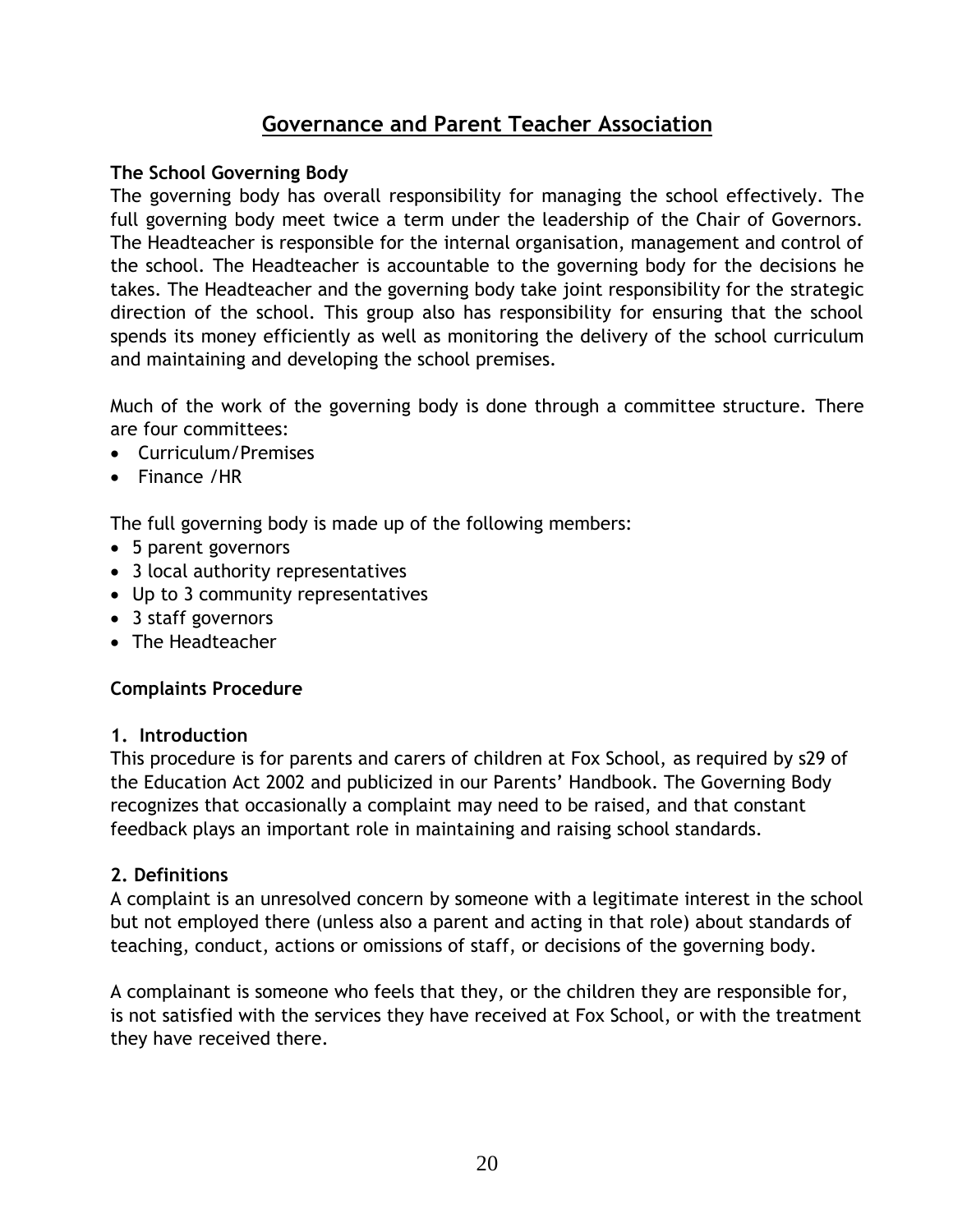## Governance and Parent Teacher Association

**The School Governing Body**

The governing body has overall responsibility for managing the school effectively. The full governing body meet twice a term under the leadership of the Chair of Governors. The Headteacher is responsible for the internal organisation, management and control of the school. The Headteacher is accountable to the governing body for the decisions he takes. The Headteacher and the governing body take joint responsibility for the strategic direction of the school. This group also has responsibility for ensuring that the school spends its money efficiently as well as monitoring the delivery of the school curriculum and maintaining and developing the school premises.

Much of the work of the governing body is done through a committee structure. There are four committees:

- Curriculum/Premises
- Finance /HR

The full governing body is made up of the following members:

- 5 parent governors
- 3 local authority representatives
- Up to 3 community representatives
- 3 staff governors
- The Headteacher

**Complaints Procedure**

**1. Introduction**

This procedure is for parents and carers of children at Fox School, as required by s29 of the Education Act 2002 and publicized in our Parents' Handbook. The Governing Body recognizes that occasionally a complaint may need to be raised, and that constant feedback plays an important role in maintaining and raising school standards.

**2. Definitions**

A complaint is an unresolved concern by someone with a legitimate interest in the school but not employed there (unless also a parent and acting in that role) about standards of teaching, conduct, actions or omissions of staff, or decisions of the governing body.

A complainant is someone who feels that they, or the children they are responsible for, is not satisfied with the services they have received at Fox School, or with the treatment they have received there.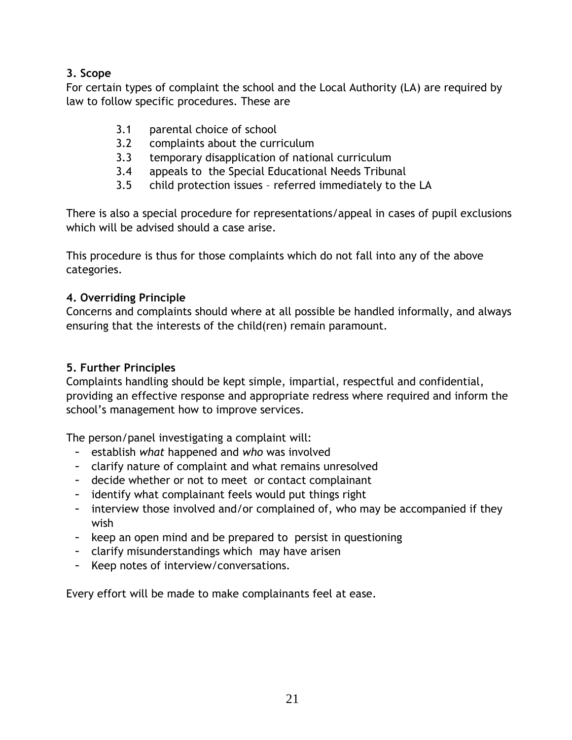**3. Scope**

For certain types of complaint the school and the Local Authority (LA) are required by law to follow specific procedures. These are

- 3.1 parental choice of school
- 3.2 complaints about the curriculum
- 3.3 temporary disapplication of national curriculum
- 3.4 appeals to the Special Educational Needs Tribunal
- 3.5 child protection issues – referred immediately to the LA

There is also a special procedure for representations/appeal in cases of pupil exclusions which will be advised should a case arise.

This procedure is thus for those complaints which do not fall into any of the above categories.

**4. Overriding Principle**

Concerns and complaints should where at all possible be handled informally, and always ensuring that the interests of the child(ren) remain paramount.

**5. Further Principles**

Complaints handling should be kept simple, impartial, respectful and confidential, providing an effective response and appropriate redress where required and inform the school's management how to improve services.

The person/panel investigating a complaint will:

- establish *what* happened and *who* was involved
- clarify nature of complaint and what remains unresolved
- decide whether or not to meet or contact complainant
- identify what complainant feels would put things right
- interview those involved and/or complained of, who may be accompanied if they wish
- keep an open mind and be prepared to persist in questioning
- clarify misunderstandings which may have arisen
- Keep notes of interview/conversations.

Every effort will be made to make complainants feel at ease.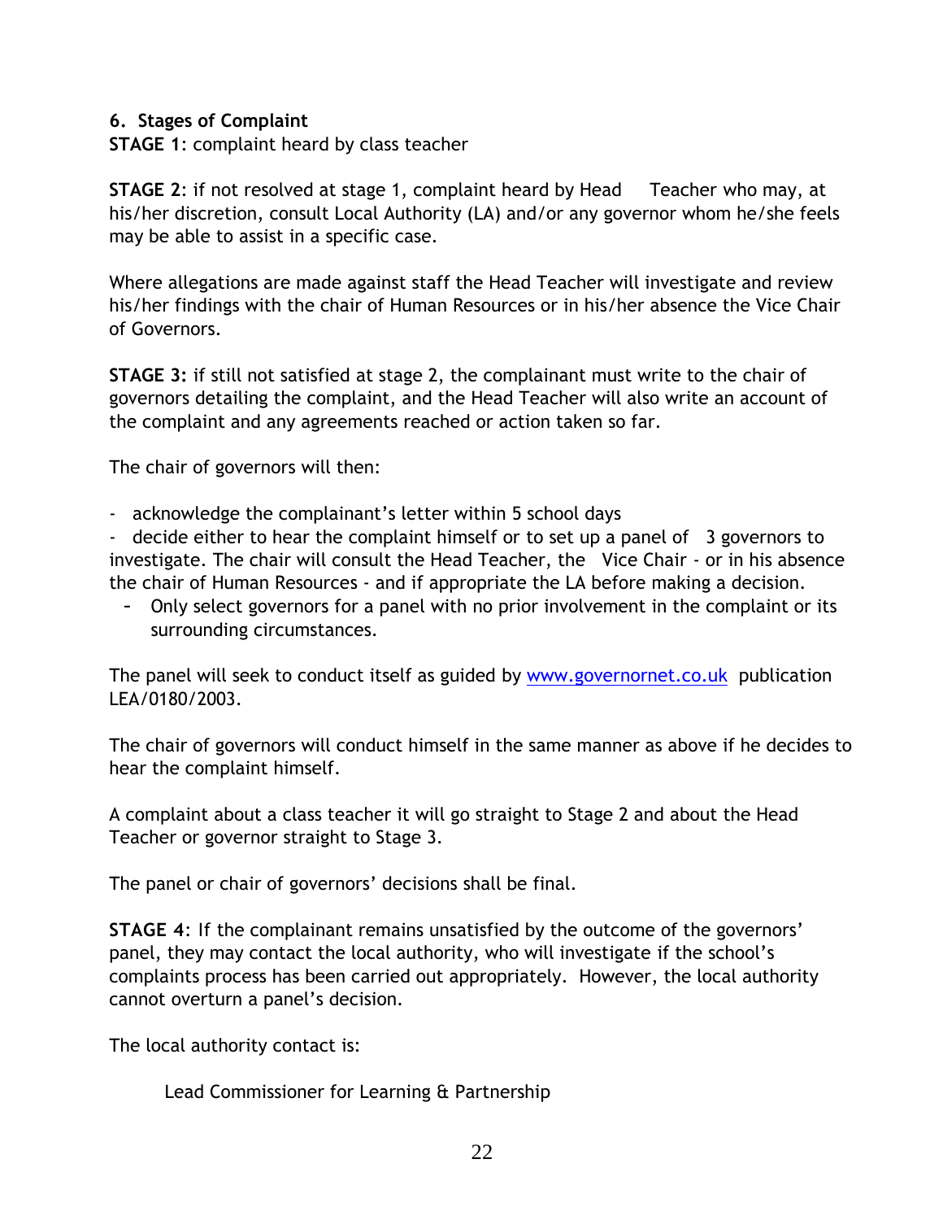**6. Stages of Complaint**

**STAGE 1**: complaint heard by class teacher

**STAGE 2**: if not resolved at stage 1, complaint heard by Head Teacher who may, at his/her discretion, consult Local Authority (LA) and/or any governor whom he/she feels may be able to assist in a specific case.

Where allegations are made against staff the Head Teacher will investigate and review his/her findings with the chair of Human Resources or in his/her absence the Vice Chair of Governors.

**STAGE 3:** if still not satisfied at stage 2, the complainant must write to the chair of governors detailing the complaint, and the Head Teacher will also write an account of the complaint and any agreements reached or action taken so far.

The chair of governors will then:

- acknowledge the complainant's letter within 5 school days
- decide either to hear the complaint himself or to set up a panel of 3 governors to investigate. The chair will consult the Head Teacher, the Vice Chair - or in his absence the chair of Human Resources - and if appropriate the LA before making a decision.
  - Only select governors for a panel with no prior involvement in the complaint or its surrounding circumstances.

The panel will seek to conduct itself as guided by [www.governornet.co.uk](http://www.governornet.co.uk) publication LEA/0180/2003.

The chair of governors will conduct himself in the same manner as above if he decides to hear the complaint himself.

A complaint about a class teacher it will go straight to Stage 2 and about the Head Teacher or governor straight to Stage 3.

The panel or chair of governors' decisions shall be final.

**STAGE 4**: If the complainant remains unsatisfied by the outcome of the governors' panel, they may contact the local authority, who will investigate if the school's complaints process has been carried out appropriately. However, the local authority cannot overturn a panel's decision.

The local authority contact is:

Lead Commissioner for Learning & Partnership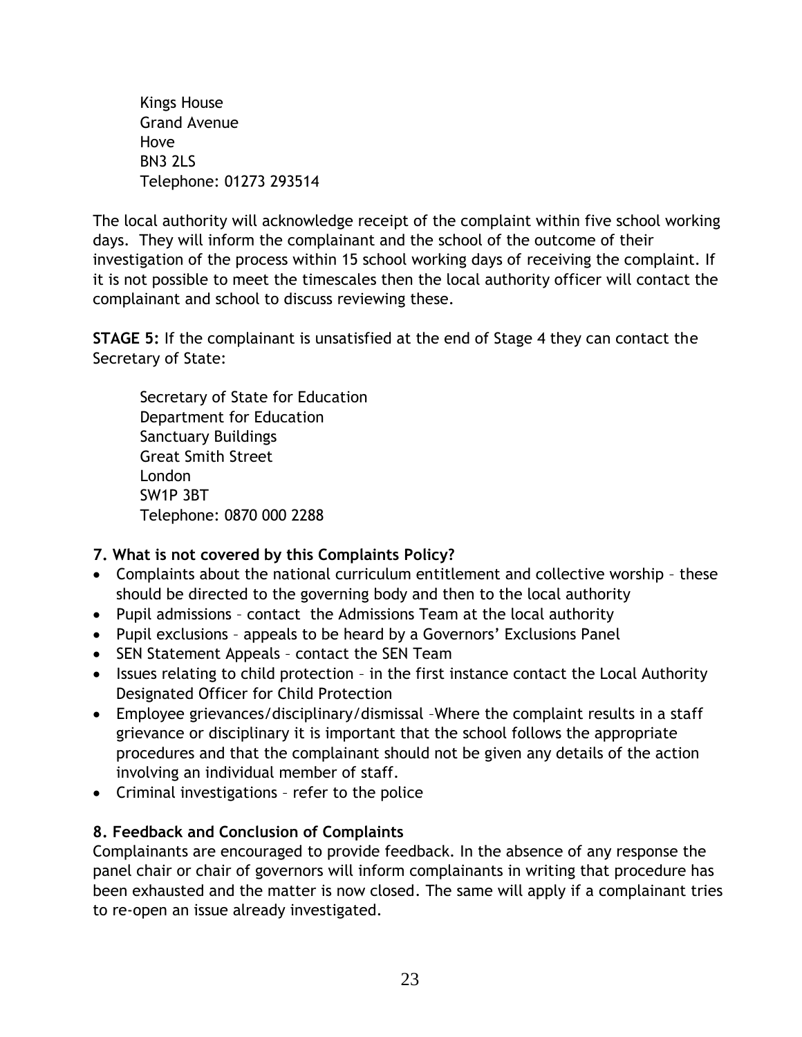Kings House
Grand Avenue
Hove
BN3 2LS
Telephone: 01273 293514

The local authority will acknowledge receipt of the complaint within five school working days. They will inform the complainant and the school of the outcome of their investigation of the process within 15 school working days of receiving the complaint. If it is not possible to meet the timescales then the local authority officer will contact the complainant and school to discuss reviewing these.

**STAGE 5:** If the complainant is unsatisfied at the end of Stage 4 they can contact the Secretary of State:

Secretary of State for Education
Department for Education
Sanctuary Buildings
Great Smith Street
London
SW1P 3BT
Telephone: 0870 000 2288

### 7. What is not covered by this Complaints Policy?

- Complaints about the national curriculum entitlement and collective worship – these should be directed to the governing body and then to the local authority
- Pupil admissions – contact the Admissions Team at the local authority
- Pupil exclusions – appeals to be heard by a Governors' Exclusions Panel
- SEN Statement Appeals – contact the SEN Team
- Issues relating to child protection – in the first instance contact the Local Authority Designated Officer for Child Protection
- Employee grievances/disciplinary/dismissal –Where the complaint results in a staff grievance or disciplinary it is important that the school follows the appropriate procedures and that the complainant should not be given any details of the action involving an individual member of staff.
- Criminal investigations – refer to the police

### 8. Feedback and Conclusion of Complaints

Complainants are encouraged to provide feedback. In the absence of any response the panel chair or chair of governors will inform complainants in writing that procedure has been exhausted and the matter is now closed. The same will apply if a complainant tries to re-open an issue already investigated.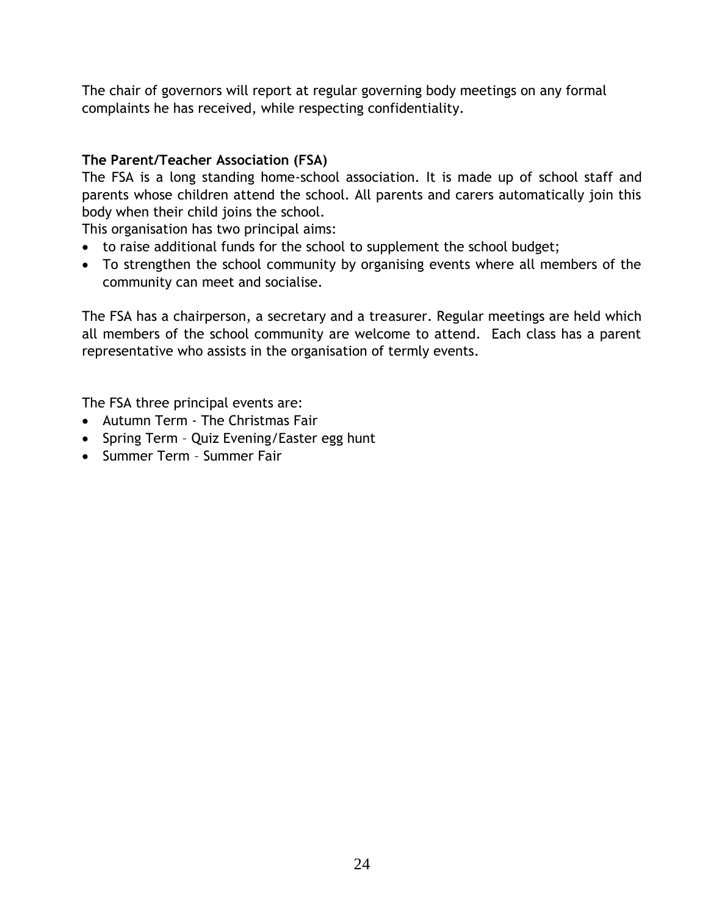The chair of governors will report at regular governing body meetings on any formal complaints he has received, while respecting confidentiality.

**The Parent/Teacher Association (FSA)**

The FSA is a long standing home-school association. It is made up of school staff and parents whose children attend the school. All parents and carers automatically join this body when their child joins the school.

This organisation has two principal aims:

- to raise additional funds for the school to supplement the school budget;
- To strengthen the school community by organising events where all members of the community can meet and socialise.

The FSA has a chairperson, a secretary and a treasurer. Regular meetings are held which all members of the school community are welcome to attend. Each class has a parent representative who assists in the organisation of termly events.

The FSA three principal events are:

- Autumn Term - The Christmas Fair
- Spring Term – Quiz Evening/Easter egg hunt
- Summer Term – Summer Fair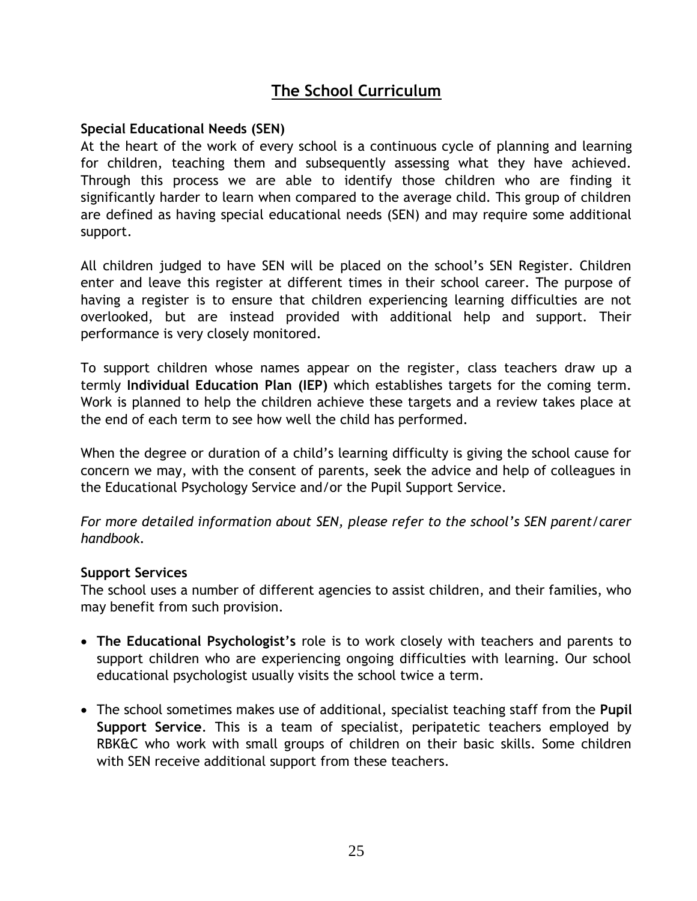# The School Curriculum

### Special Educational Needs (SEN)

At the heart of the work of every school is a continuous cycle of planning and learning for children, teaching them and subsequently assessing what they have achieved. Through this process we are able to identify those children who are finding it significantly harder to learn when compared to the average child. This group of children are defined as having special educational needs (SEN) and may require some additional support.

All children judged to have SEN will be placed on the school's SEN Register. Children enter and leave this register at different times in their school career. The purpose of having a register is to ensure that children experiencing learning difficulties are not overlooked, but are instead provided with additional help and support. Their performance is very closely monitored.

To support children whose names appear on the register, class teachers draw up a termly **Individual Education Plan (IEP)** which establishes targets for the coming term. Work is planned to help the children achieve these targets and a review takes place at the end of each term to see how well the child has performed.

When the degree or duration of a child's learning difficulty is giving the school cause for concern we may, with the consent of parents, seek the advice and help of colleagues in the Educational Psychology Service and/or the Pupil Support Service.

*For more detailed information about SEN, please refer to the school's SEN parent/carer handbook.*

### Support Services

The school uses a number of different agencies to assist children, and their families, who may benefit from such provision.

- **The Educational Psychologist's** role is to work closely with teachers and parents to support children who are experiencing ongoing difficulties with learning. Our school educational psychologist usually visits the school twice a term.
- The school sometimes makes use of additional, specialist teaching staff from the **Pupil Support Service**. This is a team of specialist, peripatetic teachers employed by RBK&C who work with small groups of children on their basic skills. Some children with SEN receive additional support from these teachers.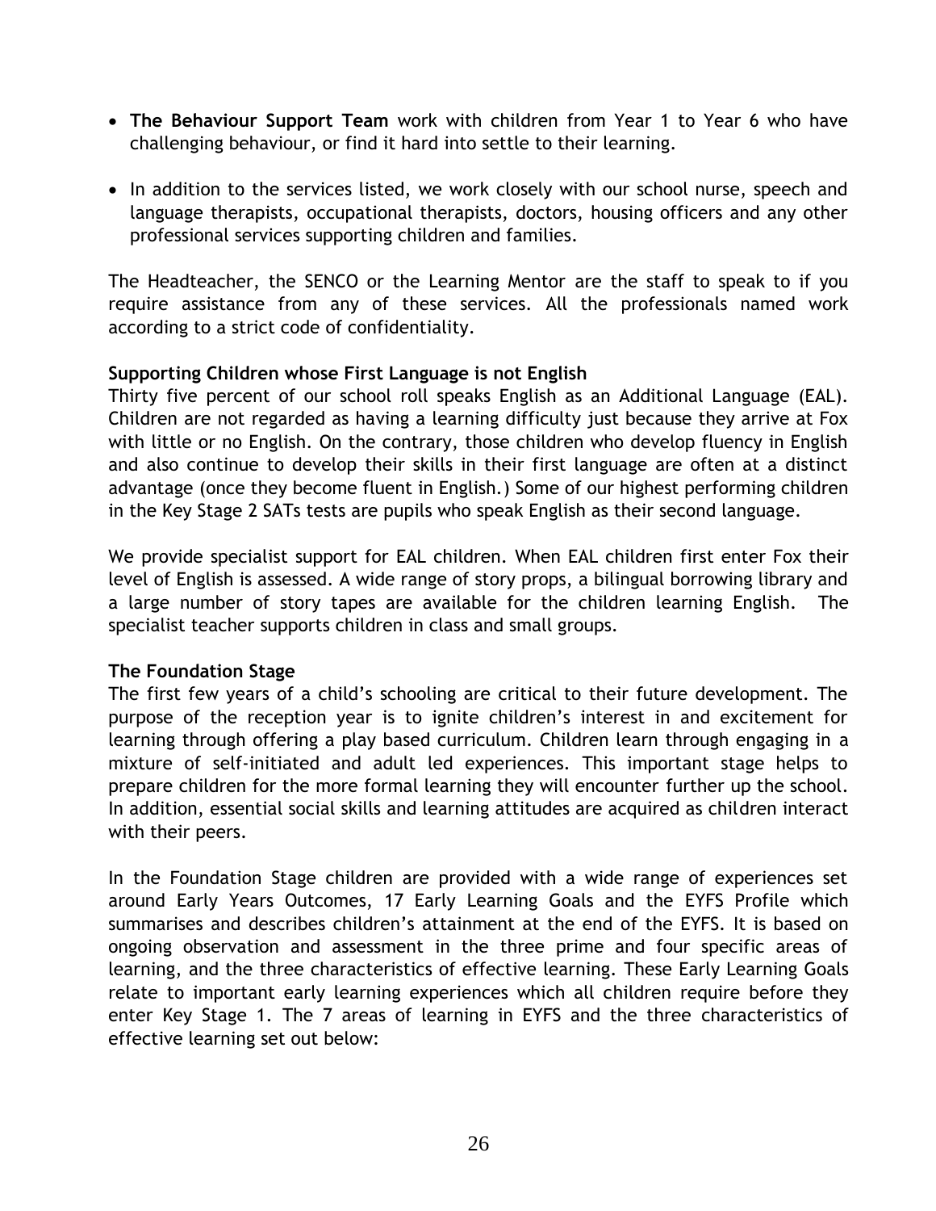- **The Behaviour Support Team** work with children from Year 1 to Year 6 who have challenging behaviour, or find it hard into settle to their learning.

- In addition to the services listed, we work closely with our school nurse, speech and language therapists, occupational therapists, doctors, housing officers and any other professional services supporting children and families.

The Headteacher, the SENCO or the Learning Mentor are the staff to speak to if you require assistance from any of these services. All the professionals named work according to a strict code of confidentiality.

**Supporting Children whose First Language is not English**

Thirty five percent of our school roll speaks English as an Additional Language (EAL). Children are not regarded as having a learning difficulty just because they arrive at Fox with little or no English. On the contrary, those children who develop fluency in English and also continue to develop their skills in their first language are often at a distinct advantage (once they become fluent in English.) Some of our highest performing children in the Key Stage 2 SATs tests are pupils who speak English as their second language.

We provide specialist support for EAL children. When EAL children first enter Fox their level of English is assessed. A wide range of story props, a bilingual borrowing library and a large number of story tapes are available for the children learning English. The specialist teacher supports children in class and small groups.

**The Foundation Stage**

The first few years of a child's schooling are critical to their future development. The purpose of the reception year is to ignite children's interest in and excitement for learning through offering a play based curriculum. Children learn through engaging in a mixture of self-initiated and adult led experiences. This important stage helps to prepare children for the more formal learning they will encounter further up the school. In addition, essential social skills and learning attitudes are acquired as children interact with their peers.

In the Foundation Stage children are provided with a wide range of experiences set around Early Years Outcomes, 17 Early Learning Goals and the EYFS Profile which summarises and describes children's attainment at the end of the EYFS. It is based on ongoing observation and assessment in the three prime and four specific areas of learning, and the three characteristics of effective learning. These Early Learning Goals relate to important early learning experiences which all children require before they enter Key Stage 1. The 7 areas of learning in EYFS and the three characteristics of effective learning set out below: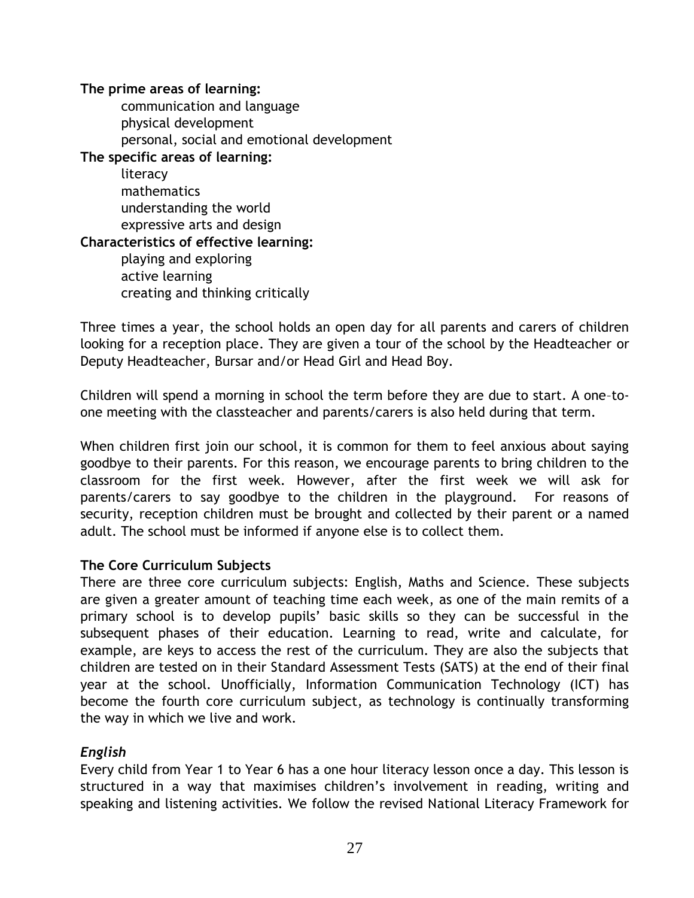**The prime areas of learning:**

- communication and language
- physical development
- personal, social and emotional development

**The specific areas of learning:**

- literacy
- mathematics
- understanding the world
- expressive arts and design

**Characteristics of effective learning:**

- playing and exploring
- active learning
- creating and thinking critically

Three times a year, the school holds an open day for all parents and carers of children looking for a reception place. They are given a tour of the school by the Headteacher or Deputy Headteacher, Bursar and/or Head Girl and Head Boy.

Children will spend a morning in school the term before they are due to start. A one–to-one meeting with the classteacher and parents/carers is also held during that term.

When children first join our school, it is common for them to feel anxious about saying goodbye to their parents. For this reason, we encourage parents to bring children to the classroom for the first week. However, after the first week we will ask for parents/carers to say goodbye to the children in the playground. For reasons of security, reception children must be brought and collected by their parent or a named adult. The school must be informed if anyone else is to collect them.

### The Core Curriculum Subjects

There are three core curriculum subjects: English, Maths and Science. These subjects are given a greater amount of teaching time each week, as one of the main remits of a primary school is to develop pupils' basic skills so they can be successful in the subsequent phases of their education. Learning to read, write and calculate, for example, are keys to access the rest of the curriculum. They are also the subjects that children are tested on in their Standard Assessment Tests (SATS) at the end of their final year at the school. Unofficially, Information Communication Technology (ICT) has become the fourth core curriculum subject, as technology is continually transforming the way in which we live and work.

#### *English*

Every child from Year 1 to Year 6 has a one hour literacy lesson once a day. This lesson is structured in a way that maximises children's involvement in reading, writing and speaking and listening activities. We follow the revised National Literacy Framework for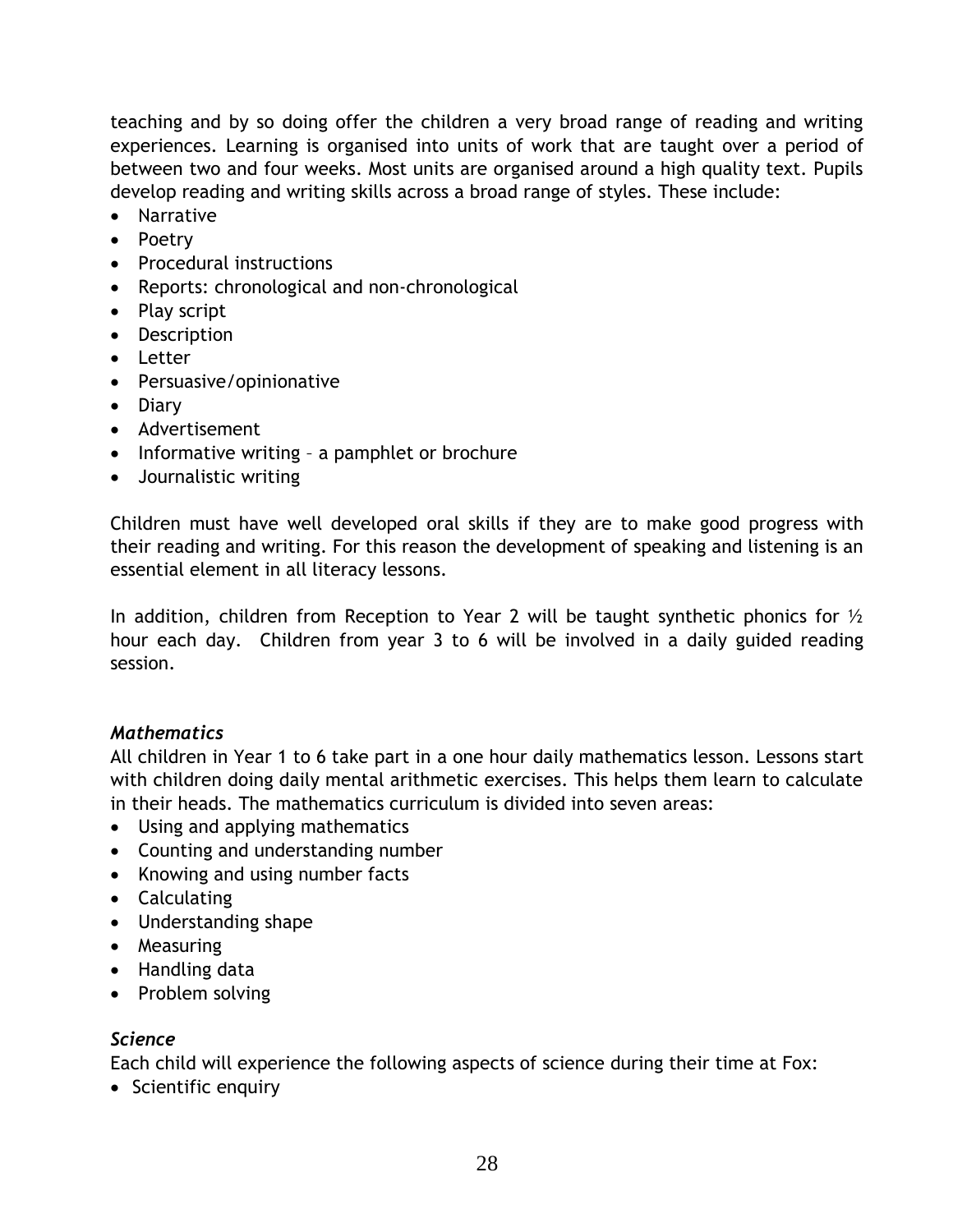teaching and by so doing offer the children a very broad range of reading and writing experiences. Learning is organised into units of work that are taught over a period of between two and four weeks. Most units are organised around a high quality text. Pupils develop reading and writing skills across a broad range of styles. These include:

- Narrative
- Poetry
- Procedural instructions
- Reports: chronological and non-chronological
- Play script
- Description
- Letter
- Persuasive/opinionative
- Diary
- Advertisement
- Informative writing – a pamphlet or brochure
- Journalistic writing

Children must have well developed oral skills if they are to make good progress with their reading and writing. For this reason the development of speaking and listening is an essential element in all literacy lessons.

In addition, children from Reception to Year 2 will be taught synthetic phonics for ½ hour each day. Children from year 3 to 6 will be involved in a daily guided reading session.

### *Mathematics*

All children in Year 1 to 6 take part in a one hour daily mathematics lesson. Lessons start with children doing daily mental arithmetic exercises. This helps them learn to calculate in their heads. The mathematics curriculum is divided into seven areas:

- Using and applying mathematics
- Counting and understanding number
- Knowing and using number facts
- Calculating
- Understanding shape
- Measuring
- Handling data
- Problem solving

### *Science*

Each child will experience the following aspects of science during their time at Fox:

- Scientific enquiry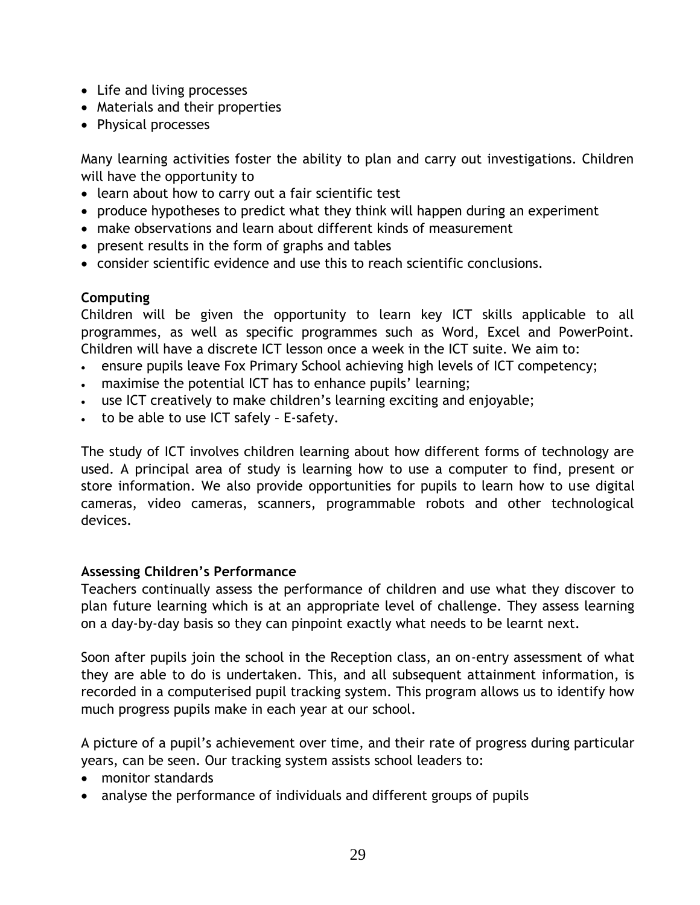- Life and living processes
- Materials and their properties
- Physical processes

Many learning activities foster the ability to plan and carry out investigations. Children will have the opportunity to

- learn about how to carry out a fair scientific test
- produce hypotheses to predict what they think will happen during an experiment
- make observations and learn about different kinds of measurement
- present results in the form of graphs and tables
- consider scientific evidence and use this to reach scientific conclusions.

**Computing**

Children will be given the opportunity to learn key ICT skills applicable to all programmes, as well as specific programmes such as Word, Excel and PowerPoint. Children will have a discrete ICT lesson once a week in the ICT suite. We aim to:

- ensure pupils leave Fox Primary School achieving high levels of ICT competency;
- maximise the potential ICT has to enhance pupils' learning;
- use ICT creatively to make children's learning exciting and enjoyable;
- to be able to use ICT safely – E-safety.

The study of ICT involves children learning about how different forms of technology are used. A principal area of study is learning how to use a computer to find, present or store information. We also provide opportunities for pupils to learn how to use digital cameras, video cameras, scanners, programmable robots and other technological devices.

**Assessing Children's Performance**

Teachers continually assess the performance of children and use what they discover to plan future learning which is at an appropriate level of challenge. They assess learning on a day-by-day basis so they can pinpoint exactly what needs to be learnt next.

Soon after pupils join the school in the Reception class, an on-entry assessment of what they are able to do is undertaken. This, and all subsequent attainment information, is recorded in a computerised pupil tracking system. This program allows us to identify how much progress pupils make in each year at our school.

A picture of a pupil's achievement over time, and their rate of progress during particular years, can be seen. Our tracking system assists school leaders to:

- monitor standards
- analyse the performance of individuals and different groups of pupils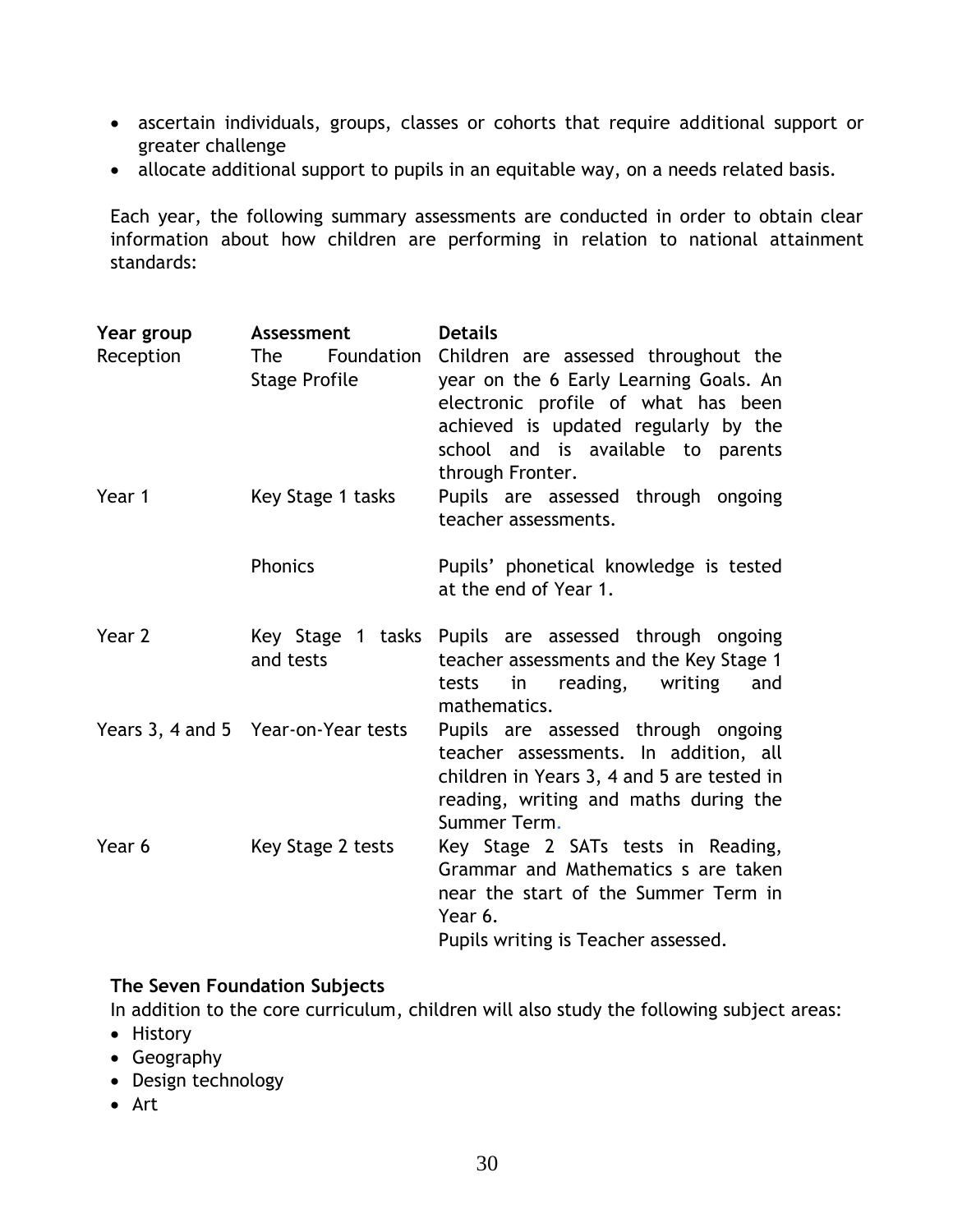- ascertain individuals, groups, classes or cohorts that require additional support or greater challenge
- allocate additional support to pupils in an equitable way, on a needs related basis.

Each year, the following summary assessments are conducted in order to obtain clear information about how children are performing in relation to national attainment standards:

| Year group | Assessment | Details |
|---|---|---|
| Reception | The Foundation Stage Profile | Children are assessed throughout the year on the 6 Early Learning Goals. An electronic profile of what has been achieved is updated regularly by the school and is available to parents through Fronter. |
| Year 1 | Key Stage 1 tasks | Pupils are assessed through ongoing teacher assessments. |
| | Phonics | Pupils' phonetical knowledge is tested at the end of Year 1. |
| Year 2 | Key Stage 1 tasks and tests | Pupils are assessed through ongoing teacher assessments and the Key Stage 1 tests in reading, writing and mathematics. |
| Years 3, 4 and 5 | Year-on-Year tests | Pupils are assessed through ongoing teacher assessments. In addition, all children in Years 3, 4 and 5 are tested in reading, writing and maths during the Summer Term. |
| Year 6 | Key Stage 2 tests | Key Stage 2 SATs tests in Reading, Grammar and Mathematics s are taken near the start of the Summer Term in Year 6. Pupils writing is Teacher assessed. |

**The Seven Foundation Subjects**

In addition to the core curriculum, children will also study the following subject areas:

- History
- Geography
- Design technology
- Art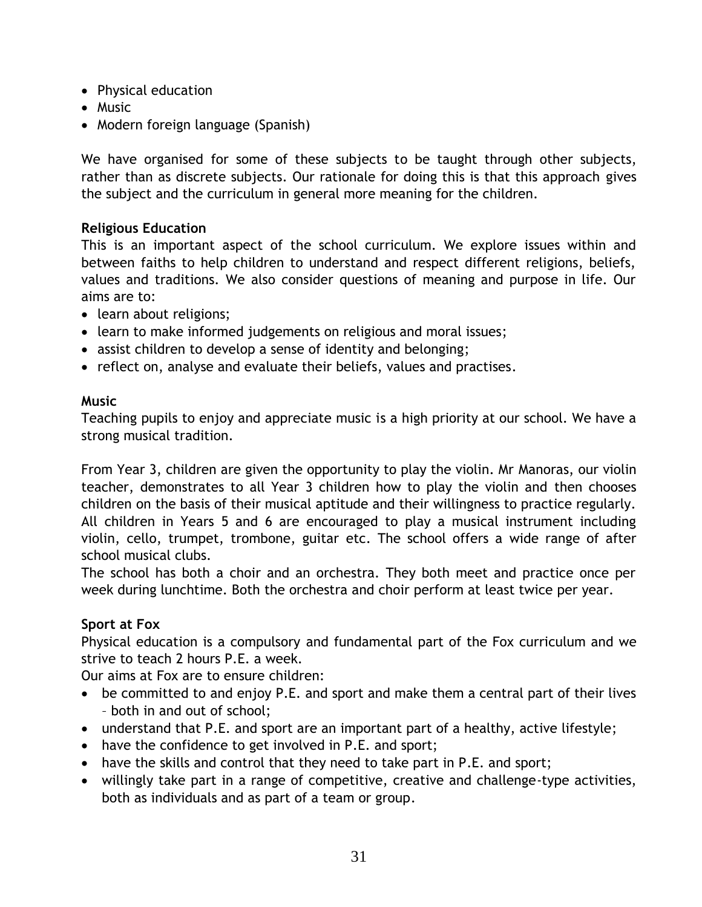- Physical education
- Music
- Modern foreign language (Spanish)

We have organised for some of these subjects to be taught through other subjects, rather than as discrete subjects. Our rationale for doing this is that this approach gives the subject and the curriculum in general more meaning for the children.

**Religious Education**

This is an important aspect of the school curriculum. We explore issues within and between faiths to help children to understand and respect different religions, beliefs, values and traditions. We also consider questions of meaning and purpose in life. Our aims are to:

- learn about religions;
- learn to make informed judgements on religious and moral issues;
- assist children to develop a sense of identity and belonging;
- reflect on, analyse and evaluate their beliefs, values and practises.

**Music**

Teaching pupils to enjoy and appreciate music is a high priority at our school. We have a strong musical tradition.

From Year 3, children are given the opportunity to play the violin. Mr Manoras, our violin teacher, demonstrates to all Year 3 children how to play the violin and then chooses children on the basis of their musical aptitude and their willingness to practice regularly. All children in Years 5 and 6 are encouraged to play a musical instrument including violin, cello, trumpet, trombone, guitar etc. The school offers a wide range of after school musical clubs.

The school has both a choir and an orchestra. They both meet and practice once per week during lunchtime. Both the orchestra and choir perform at least twice per year.

**Sport at Fox**

Physical education is a compulsory and fundamental part of the Fox curriculum and we strive to teach 2 hours P.E. a week.

Our aims at Fox are to ensure children:

- be committed to and enjoy P.E. and sport and make them a central part of their lives – both in and out of school;
- understand that P.E. and sport are an important part of a healthy, active lifestyle;
- have the confidence to get involved in P.E. and sport;
- have the skills and control that they need to take part in P.E. and sport;
- willingly take part in a range of competitive, creative and challenge-type activities, both as individuals and as part of a team or group.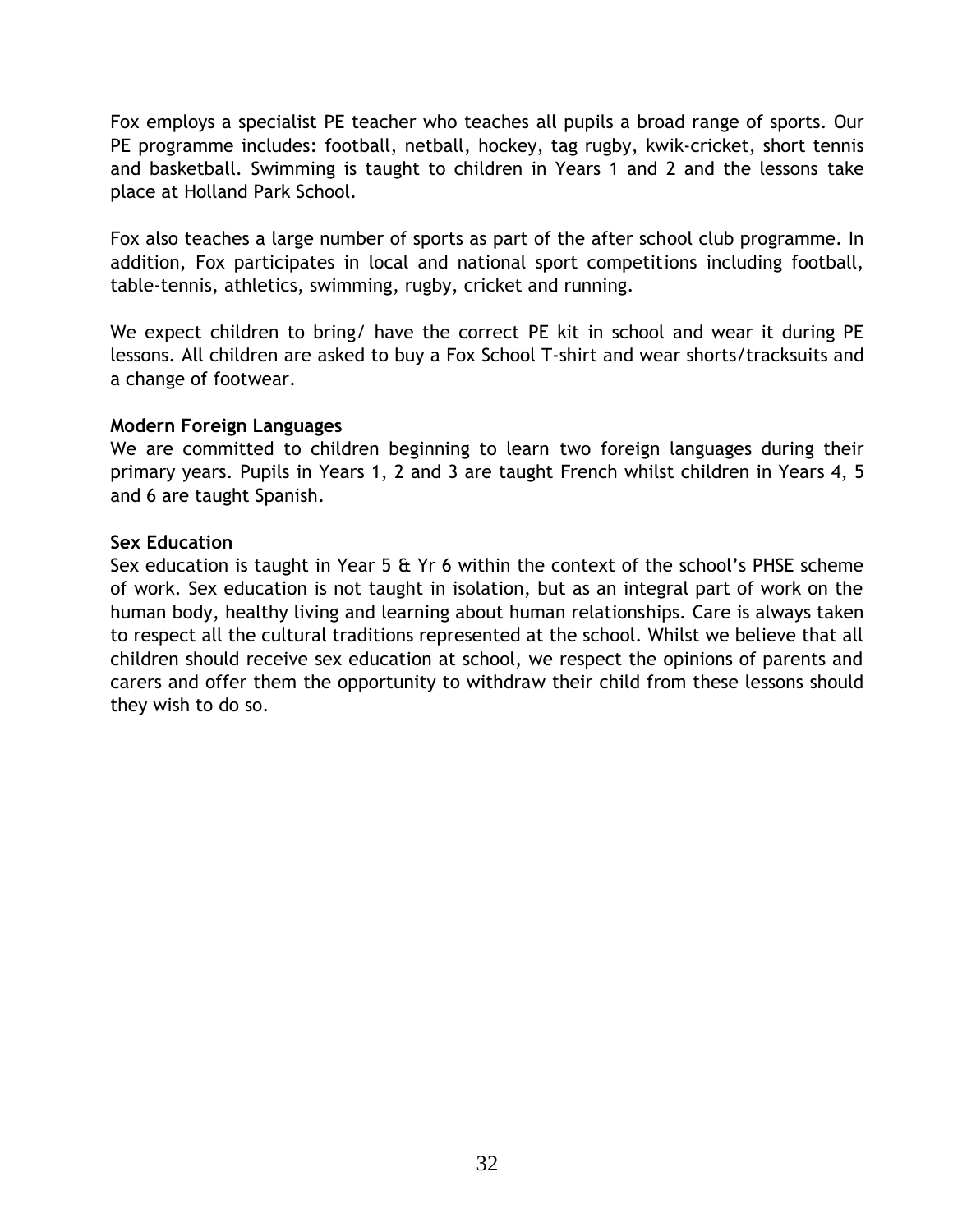Fox employs a specialist PE teacher who teaches all pupils a broad range of sports. Our PE programme includes: football, netball, hockey, tag rugby, kwik-cricket, short tennis and basketball. Swimming is taught to children in Years 1 and 2 and the lessons take place at Holland Park School.

Fox also teaches a large number of sports as part of the after school club programme. In addition, Fox participates in local and national sport competitions including football, table-tennis, athletics, swimming, rugby, cricket and running.

We expect children to bring/ have the correct PE kit in school and wear it during PE lessons. All children are asked to buy a Fox School T-shirt and wear shorts/tracksuits and a change of footwear.

**Modern Foreign Languages**

We are committed to children beginning to learn two foreign languages during their primary years. Pupils in Years 1, 2 and 3 are taught French whilst children in Years 4, 5 and 6 are taught Spanish.

**Sex Education**

Sex education is taught in Year 5 & Yr 6 within the context of the school's PHSE scheme of work. Sex education is not taught in isolation, but as an integral part of work on the human body, healthy living and learning about human relationships. Care is always taken to respect all the cultural traditions represented at the school. Whilst we believe that all children should receive sex education at school, we respect the opinions of parents and carers and offer them the opportunity to withdraw their child from these lessons should they wish to do so.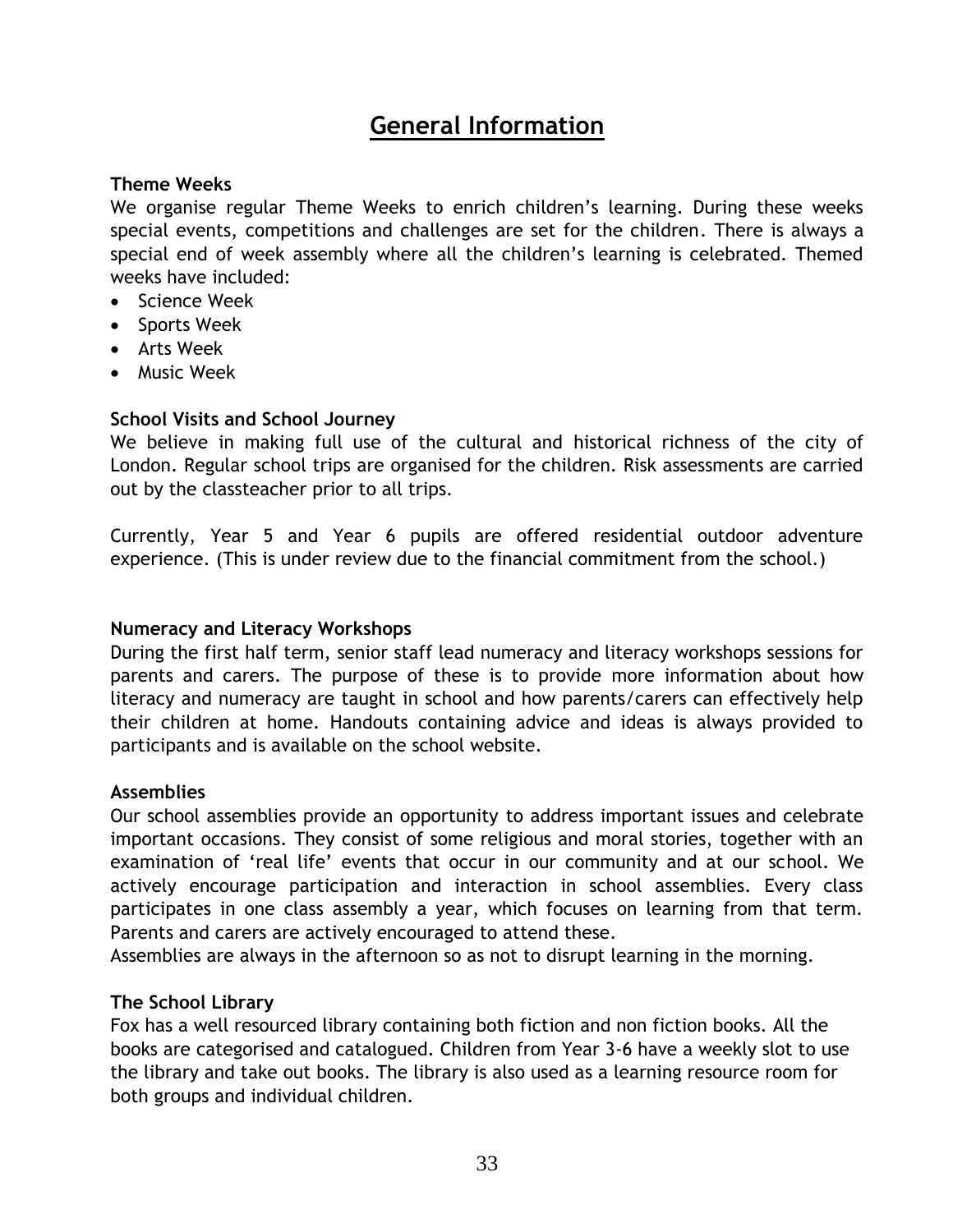# General Information

### Theme Weeks

We organise regular Theme Weeks to enrich children's learning. During these weeks special events, competitions and challenges are set for the children. There is always a special end of week assembly where all the children's learning is celebrated. Themed weeks have included:

- Science Week
- Sports Week
- Arts Week
- Music Week

### School Visits and School Journey

We believe in making full use of the cultural and historical richness of the city of London. Regular school trips are organised for the children. Risk assessments are carried out by the classteacher prior to all trips.

Currently, Year 5 and Year 6 pupils are offered residential outdoor adventure experience. (This is under review due to the financial commitment from the school.)

### Numeracy and Literacy Workshops

During the first half term, senior staff lead numeracy and literacy workshops sessions for parents and carers. The purpose of these is to provide more information about how literacy and numeracy are taught in school and how parents/carers can effectively help their children at home. Handouts containing advice and ideas is always provided to participants and is available on the school website.

### Assemblies

Our school assemblies provide an opportunity to address important issues and celebrate important occasions. They consist of some religious and moral stories, together with an examination of 'real life' events that occur in our community and at our school. We actively encourage participation and interaction in school assemblies. Every class participates in one class assembly a year, which focuses on learning from that term. Parents and carers are actively encouraged to attend these.

Assemblies are always in the afternoon so as not to disrupt learning in the morning.

### The School Library

Fox has a well resourced library containing both fiction and non fiction books. All the books are categorised and catalogued. Children from Year 3-6 have a weekly slot to use the library and take out books. The library is also used as a learning resource room for both groups and individual children.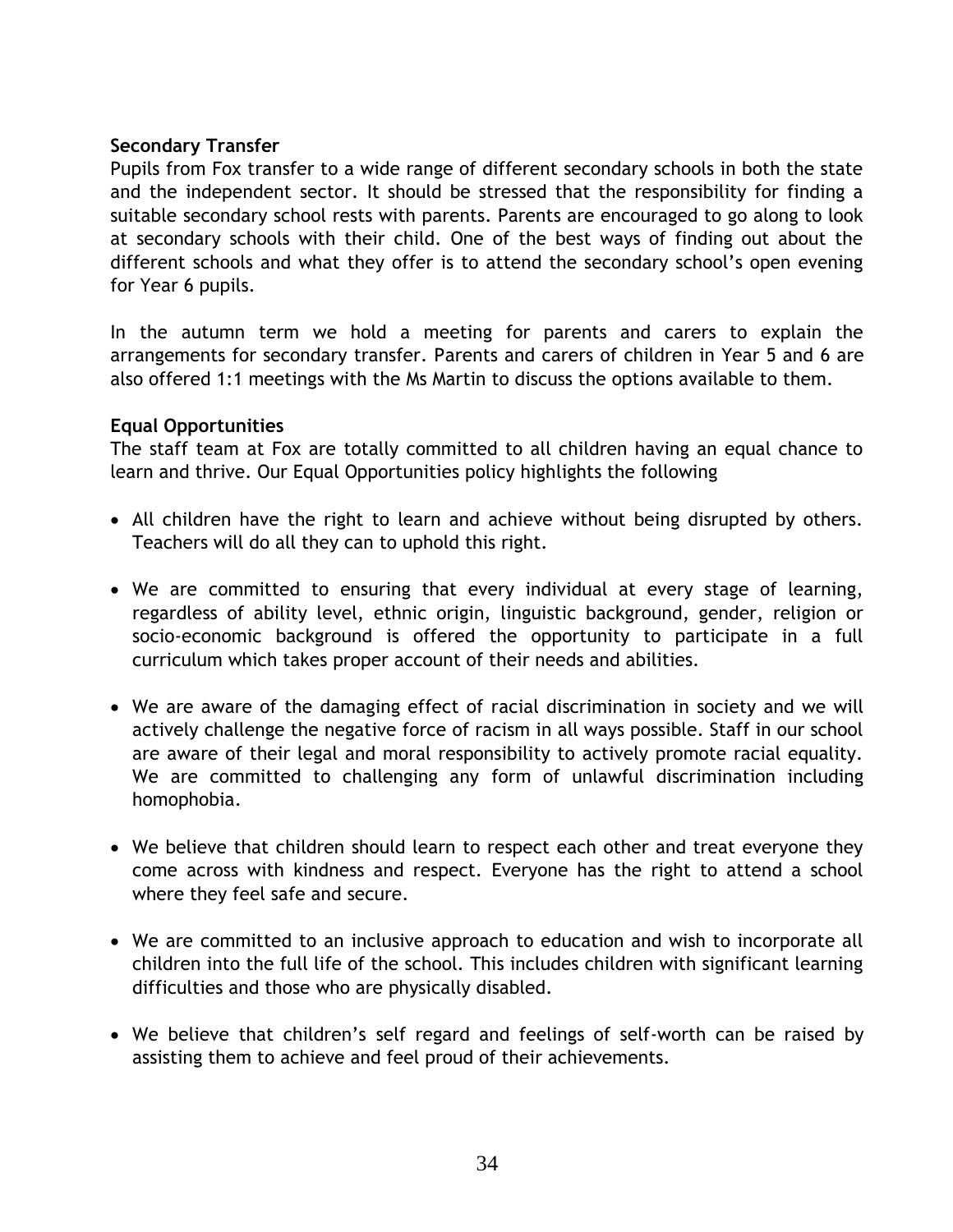**Secondary Transfer**

Pupils from Fox transfer to a wide range of different secondary schools in both the state and the independent sector. It should be stressed that the responsibility for finding a suitable secondary school rests with parents. Parents are encouraged to go along to look at secondary schools with their child. One of the best ways of finding out about the different schools and what they offer is to attend the secondary school's open evening for Year 6 pupils.

In the autumn term we hold a meeting for parents and carers to explain the arrangements for secondary transfer. Parents and carers of children in Year 5 and 6 are also offered 1:1 meetings with the Ms Martin to discuss the options available to them.

**Equal Opportunities**

The staff team at Fox are totally committed to all children having an equal chance to learn and thrive. Our Equal Opportunities policy highlights the following

- All children have the right to learn and achieve without being disrupted by others. Teachers will do all they can to uphold this right.
- We are committed to ensuring that every individual at every stage of learning, regardless of ability level, ethnic origin, linguistic background, gender, religion or socio-economic background is offered the opportunity to participate in a full curriculum which takes proper account of their needs and abilities.
- We are aware of the damaging effect of racial discrimination in society and we will actively challenge the negative force of racism in all ways possible. Staff in our school are aware of their legal and moral responsibility to actively promote racial equality. We are committed to challenging any form of unlawful discrimination including homophobia.
- We believe that children should learn to respect each other and treat everyone they come across with kindness and respect. Everyone has the right to attend a school where they feel safe and secure.
- We are committed to an inclusive approach to education and wish to incorporate all children into the full life of the school. This includes children with significant learning difficulties and those who are physically disabled.
- We believe that children's self regard and feelings of self-worth can be raised by assisting them to achieve and feel proud of their achievements.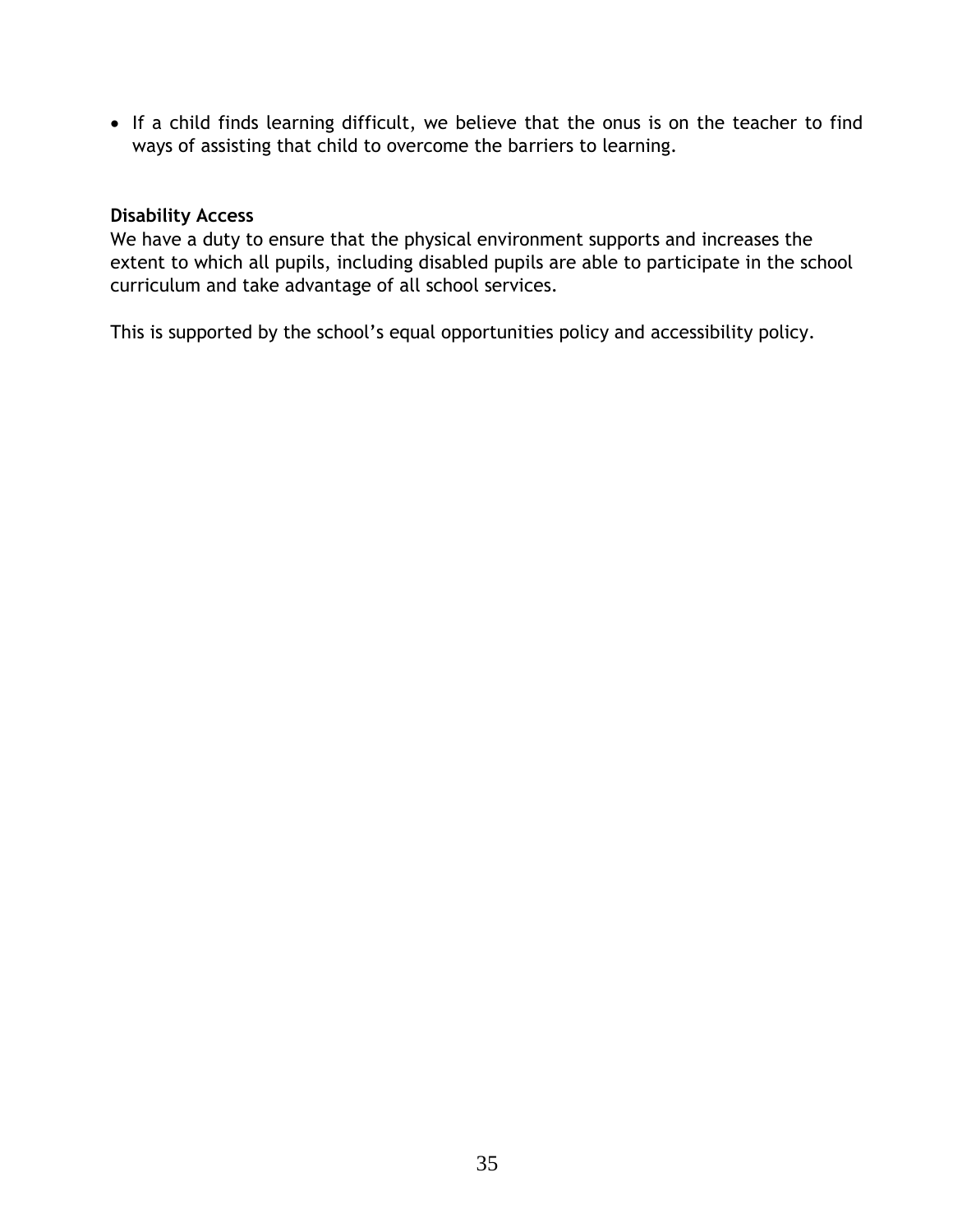- If a child finds learning difficult, we believe that the onus is on the teacher to find ways of assisting that child to overcome the barriers to learning.

**Disability Access**

We have a duty to ensure that the physical environment supports and increases the extent to which all pupils, including disabled pupils are able to participate in the school curriculum and take advantage of all school services.

This is supported by the school's equal opportunities policy and accessibility policy.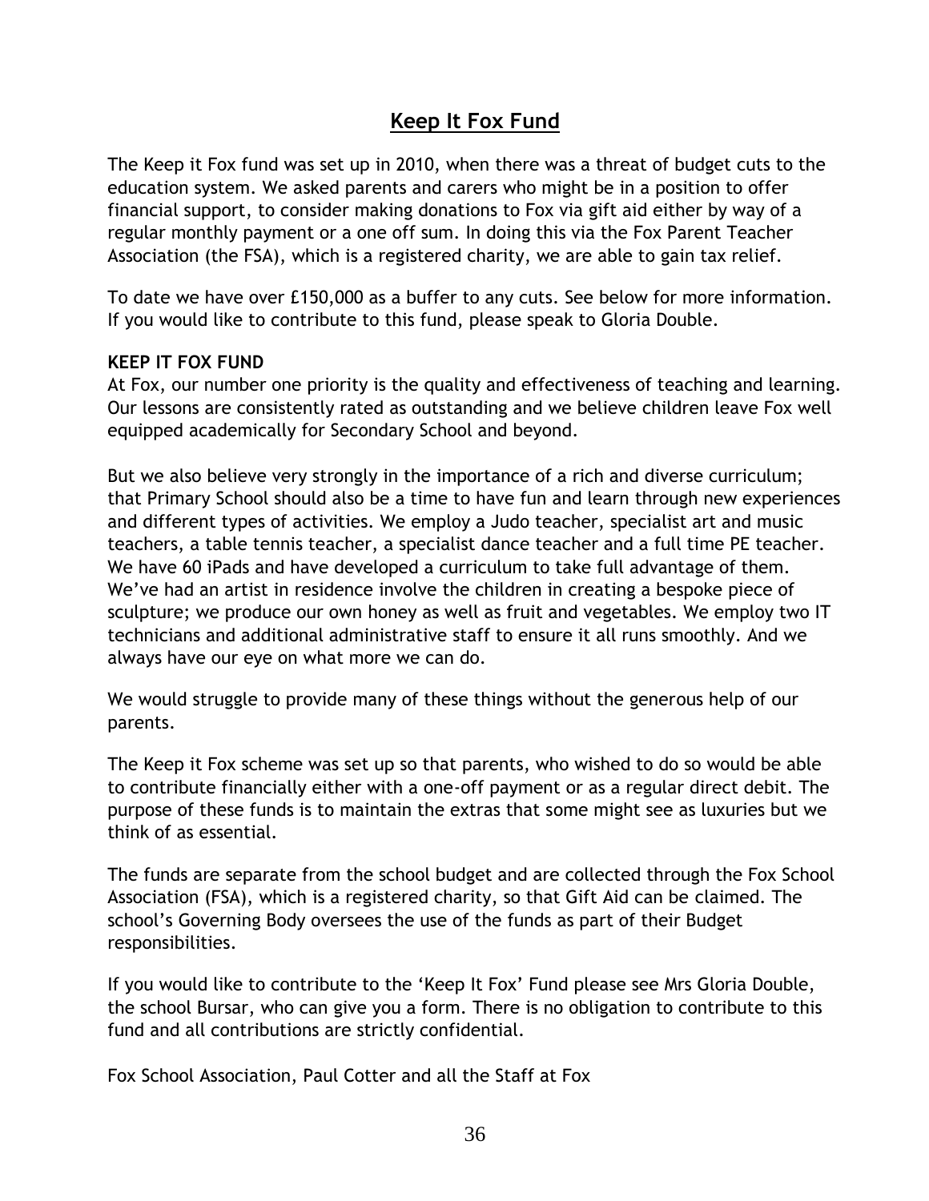# Keep It Fox Fund

The Keep it Fox fund was set up in 2010, when there was a threat of budget cuts to the education system. We asked parents and carers who might be in a position to offer financial support, to consider making donations to Fox via gift aid either by way of a regular monthly payment or a one off sum. In doing this via the Fox Parent Teacher Association (the FSA), which is a registered charity, we are able to gain tax relief.

To date we have over £150,000 as a buffer to any cuts. See below for more information. If you would like to contribute to this fund, please speak to Gloria Double.

**KEEP IT FOX FUND**

At Fox, our number one priority is the quality and effectiveness of teaching and learning. Our lessons are consistently rated as outstanding and we believe children leave Fox well equipped academically for Secondary School and beyond.

But we also believe very strongly in the importance of a rich and diverse curriculum; that Primary School should also be a time to have fun and learn through new experiences and different types of activities. We employ a Judo teacher, specialist art and music teachers, a table tennis teacher, a specialist dance teacher and a full time PE teacher. We have 60 iPads and have developed a curriculum to take full advantage of them. We've had an artist in residence involve the children in creating a bespoke piece of sculpture; we produce our own honey as well as fruit and vegetables. We employ two IT technicians and additional administrative staff to ensure it all runs smoothly. And we always have our eye on what more we can do.

We would struggle to provide many of these things without the generous help of our parents.

The Keep it Fox scheme was set up so that parents, who wished to do so would be able to contribute financially either with a one-off payment or as a regular direct debit. The purpose of these funds is to maintain the extras that some might see as luxuries but we think of as essential.

The funds are separate from the school budget and are collected through the Fox School Association (FSA), which is a registered charity, so that Gift Aid can be claimed. The school's Governing Body oversees the use of the funds as part of their Budget responsibilities.

If you would like to contribute to the 'Keep It Fox' Fund please see Mrs Gloria Double, the school Bursar, who can give you a form. There is no obligation to contribute to this fund and all contributions are strictly confidential.

Fox School Association, Paul Cotter and all the Staff at Fox